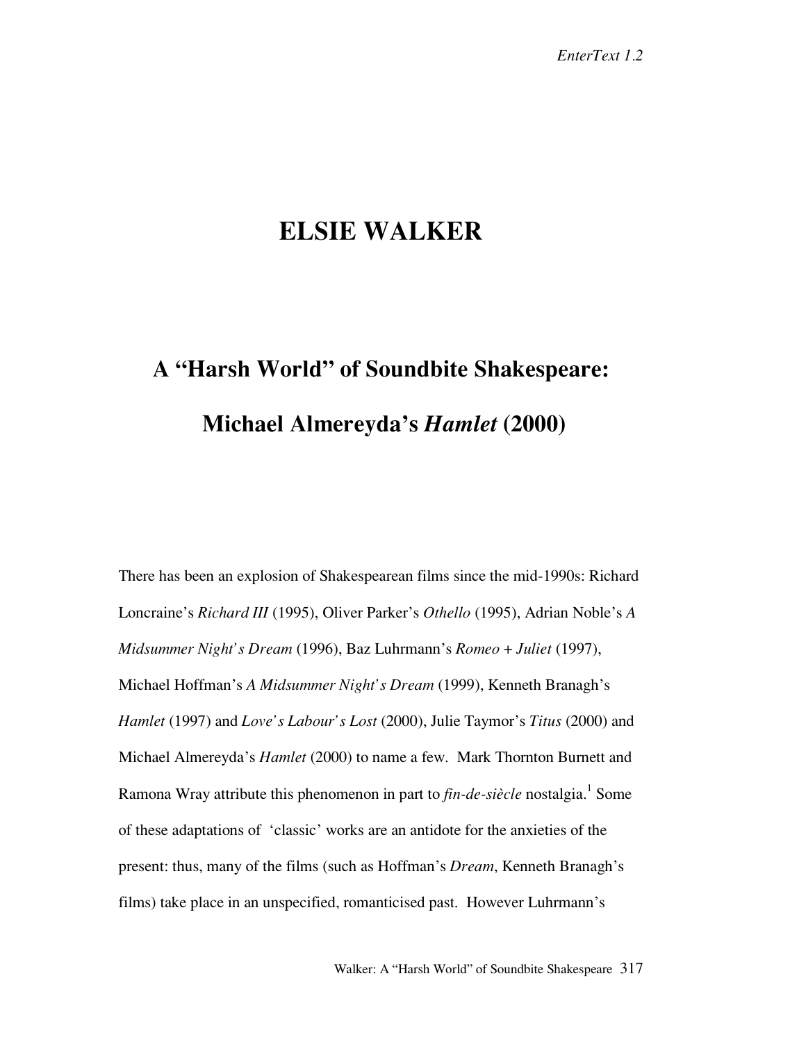# ELSIE WALKER

## A "Harsh World" of Soundbite Shakespeare: Michael Almereyda's *Hamlet* (2000)

There has been an explosion of Shakespearean films since the mid-1990s: Richard Loncraine's *Richard III* (1995), Oliver Parker's *Othello* (1995), Adrian Noble's *A Midsummer Night's Dream* (1996), Baz Luhrmann's *Romeo + Juliet* (1997), Michael Hoffman's *A Midsummer Night's Dream* (1999), Kenneth Branagh's *Hamlet* (1997) and *Love's Labour's Lost* (2000), Julie Taymor's *Titus* (2000) and Michael Almereyda's *Hamlet* (2000) to name a few. Mark Thornton Burnett and Ramona Wray attribute this phenomenon in part to *fin-de-siècle* nostalgia.[1] Some of these adaptations of 'classic' works are an antidote for the anxieties of the present: thus, many of the films (such as Hoffman's *Dream*, Kenneth Branagh's films) take place in an unspecified, romanticised past. However Luhrmann's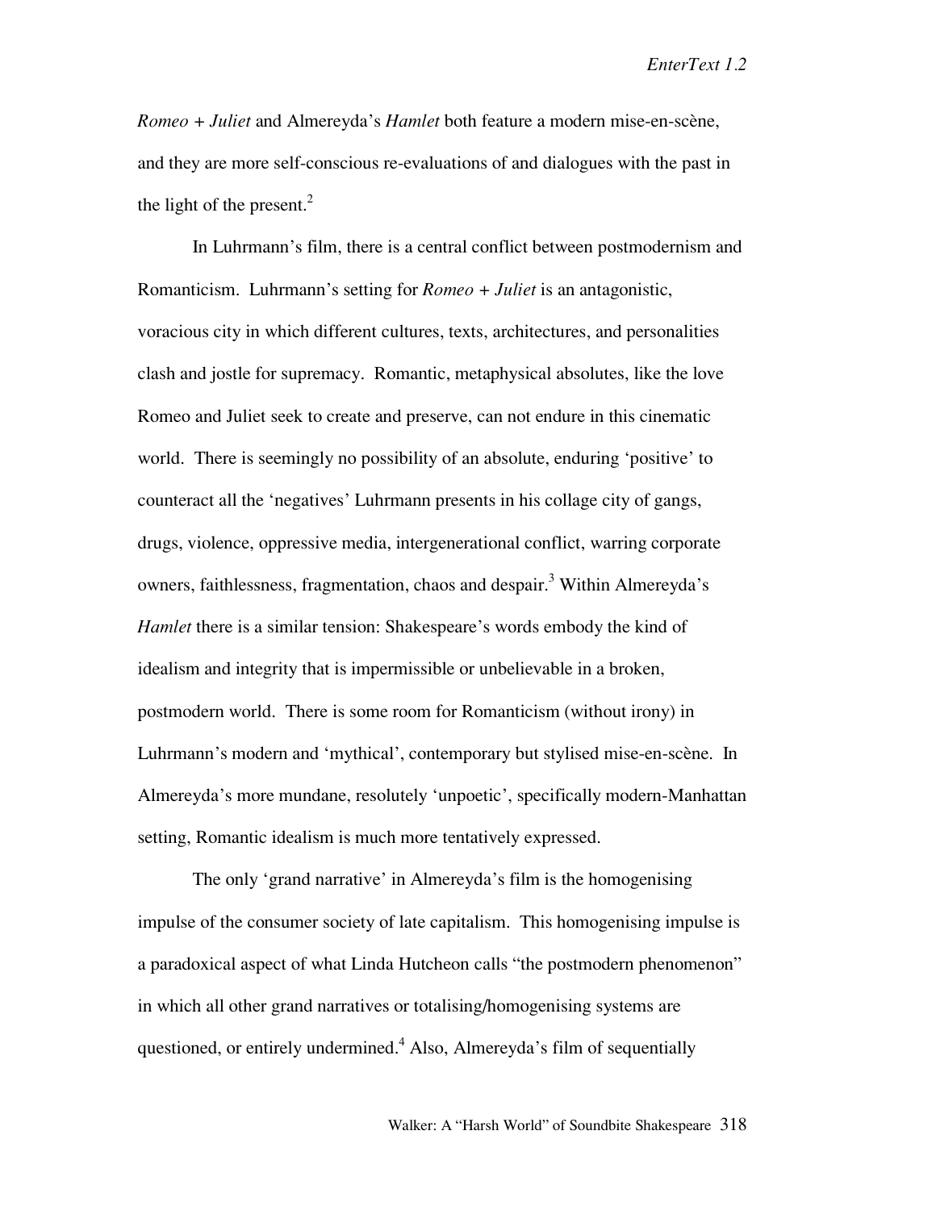*Romeo + Juliet* and Almereyda's *Hamlet* both feature a modern mise-en-scène, and they are more self-conscious re-evaluations of and dialogues with the past in the light of the present.[2]

In Luhrmann's film, there is a central conflict between postmodernism and Romanticism. Luhrmann's setting for *Romeo + Juliet* is an antagonistic, voracious city in which different cultures, texts, architectures, and personalities clash and jostle for supremacy. Romantic, metaphysical absolutes, like the love Romeo and Juliet seek to create and preserve, can not endure in this cinematic world. There is seemingly no possibility of an absolute, enduring 'positive' to counteract all the 'negatives' Luhrmann presents in his collage city of gangs, drugs, violence, oppressive media, intergenerational conflict, warring corporate owners, faithlessness, fragmentation, chaos and despair.[3] Within Almereyda's *Hamlet* there is a similar tension: Shakespeare's words embody the kind of idealism and integrity that is impermissible or unbelievable in a broken, postmodern world. There is some room for Romanticism (without irony) in Luhrmann's modern and 'mythical', contemporary but stylised mise-en-scène. In Almereyda's more mundane, resolutely 'unpoetic', specifically modern-Manhattan setting, Romantic idealism is much more tentatively expressed.

The only 'grand narrative' in Almereyda's film is the homogenising impulse of the consumer society of late capitalism. This homogenising impulse is a paradoxical aspect of what Linda Hutcheon calls "the postmodern phenomenon" in which all other grand narratives or totalising/homogenising systems are questioned, or entirely undermined.[4] Also, Almereyda's film of sequentially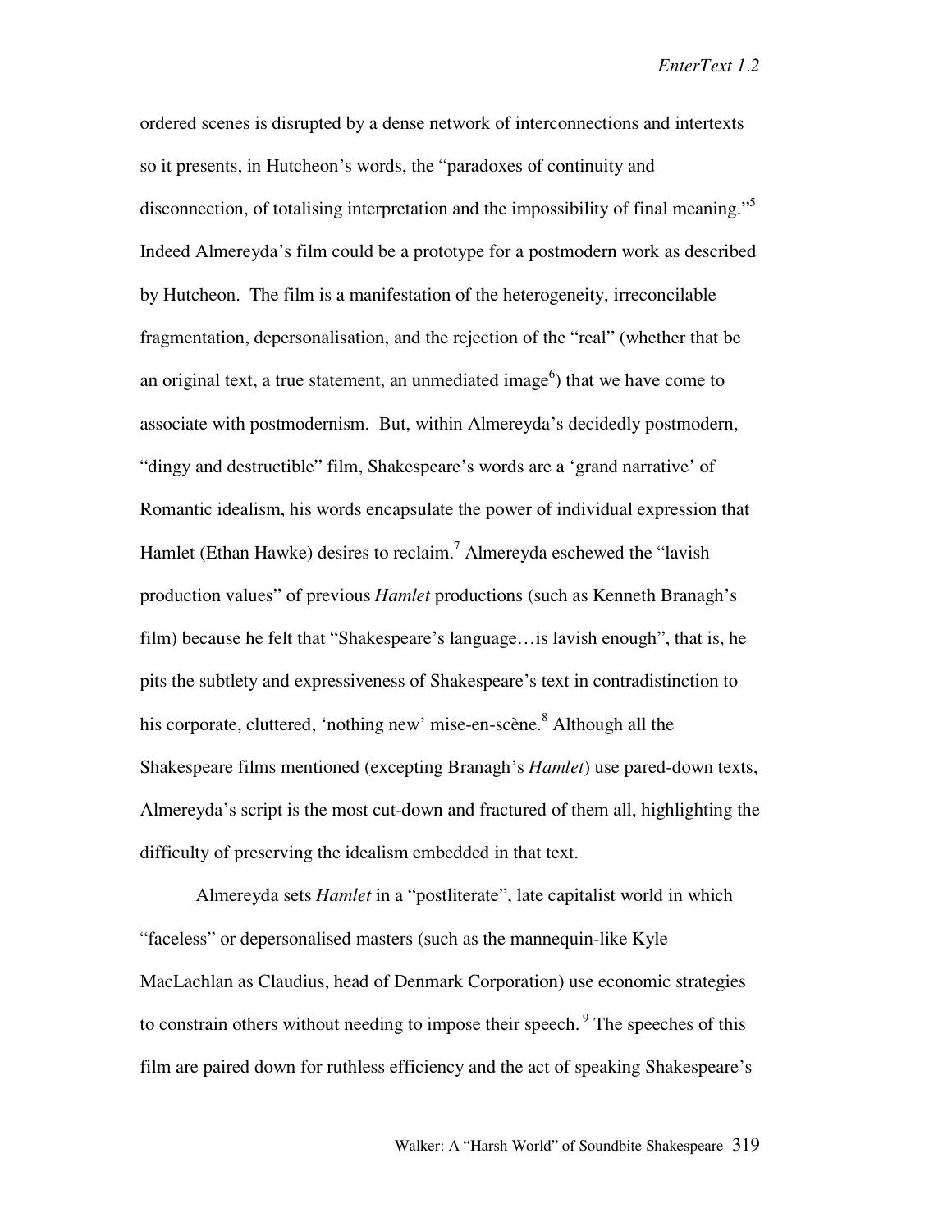ordered scenes is disrupted by a dense network of interconnections and intertexts so it presents, in Hutcheon's words, the "paradoxes of continuity and disconnection, of totalising interpretation and the impossibility of final meaning."[5] Indeed Almereyda's film could be a prototype for a postmodern work as described by Hutcheon. The film is a manifestation of the heterogeneity, irreconcilable fragmentation, depersonalisation, and the rejection of the "real" (whether that be an original text, a true statement, an unmediated image[6]) that we have come to associate with postmodernism. But, within Almereyda's decidedly postmodern, "dingy and destructible" film, Shakespeare's words are a 'grand narrative' of Romantic idealism, his words encapsulate the power of individual expression that Hamlet (Ethan Hawke) desires to reclaim.[7] Almereyda eschewed the "lavish production values" of previous *Hamlet* productions (such as Kenneth Branagh's film) because he felt that "Shakespeare's language…is lavish enough", that is, he pits the subtlety and expressiveness of Shakespeare's text in contradistinction to his corporate, cluttered, 'nothing new' mise-en-scène.[8] Although all the Shakespeare films mentioned (excepting Branagh's *Hamlet*) use pared-down texts, Almereyda's script is the most cut-down and fractured of them all, highlighting the difficulty of preserving the idealism embedded in that text.

Almereyda sets *Hamlet* in a "postliterate", late capitalist world in which "faceless" or depersonalised masters (such as the mannequin-like Kyle MacLachlan as Claudius, head of Denmark Corporation) use economic strategies to constrain others without needing to impose their speech.[9] The speeches of this film are paired down for ruthless efficiency and the act of speaking Shakespeare's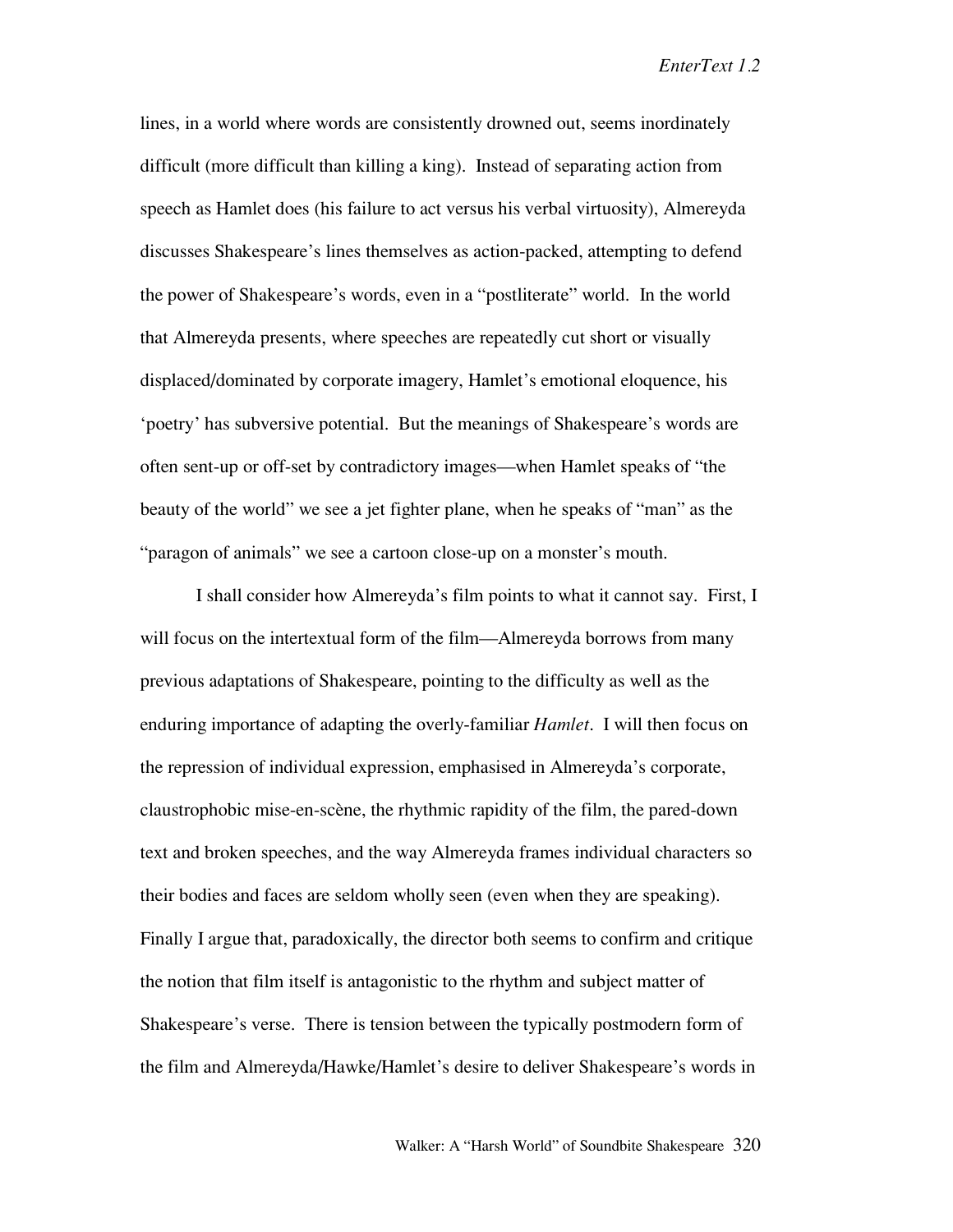lines, in a world where words are consistently drowned out, seems inordinately difficult (more difficult than killing a king). Instead of separating action from speech as Hamlet does (his failure to act versus his verbal virtuosity), Almereyda discusses Shakespeare's lines themselves as action-packed, attempting to defend the power of Shakespeare's words, even in a "postliterate" world. In the world that Almereyda presents, where speeches are repeatedly cut short or visually displaced/dominated by corporate imagery, Hamlet's emotional eloquence, his 'poetry' has subversive potential. But the meanings of Shakespeare's words are often sent-up or off-set by contradictory images—when Hamlet speaks of "the beauty of the world" we see a jet fighter plane, when he speaks of "man" as the "paragon of animals" we see a cartoon close-up on a monster's mouth.

I shall consider how Almereyda's film points to what it cannot say. First, I will focus on the intertextual form of the film—Almereyda borrows from many previous adaptations of Shakespeare, pointing to the difficulty as well as the enduring importance of adapting the overly-familiar *Hamlet*. I will then focus on the repression of individual expression, emphasised in Almereyda's corporate, claustrophobic mise-en-scène, the rhythmic rapidity of the film, the pared-down text and broken speeches, and the way Almereyda frames individual characters so their bodies and faces are seldom wholly seen (even when they are speaking). Finally I argue that, paradoxically, the director both seems to confirm and critique the notion that film itself is antagonistic to the rhythm and subject matter of Shakespeare's verse. There is tension between the typically postmodern form of the film and Almereyda/Hawke/Hamlet's desire to deliver Shakespeare's words in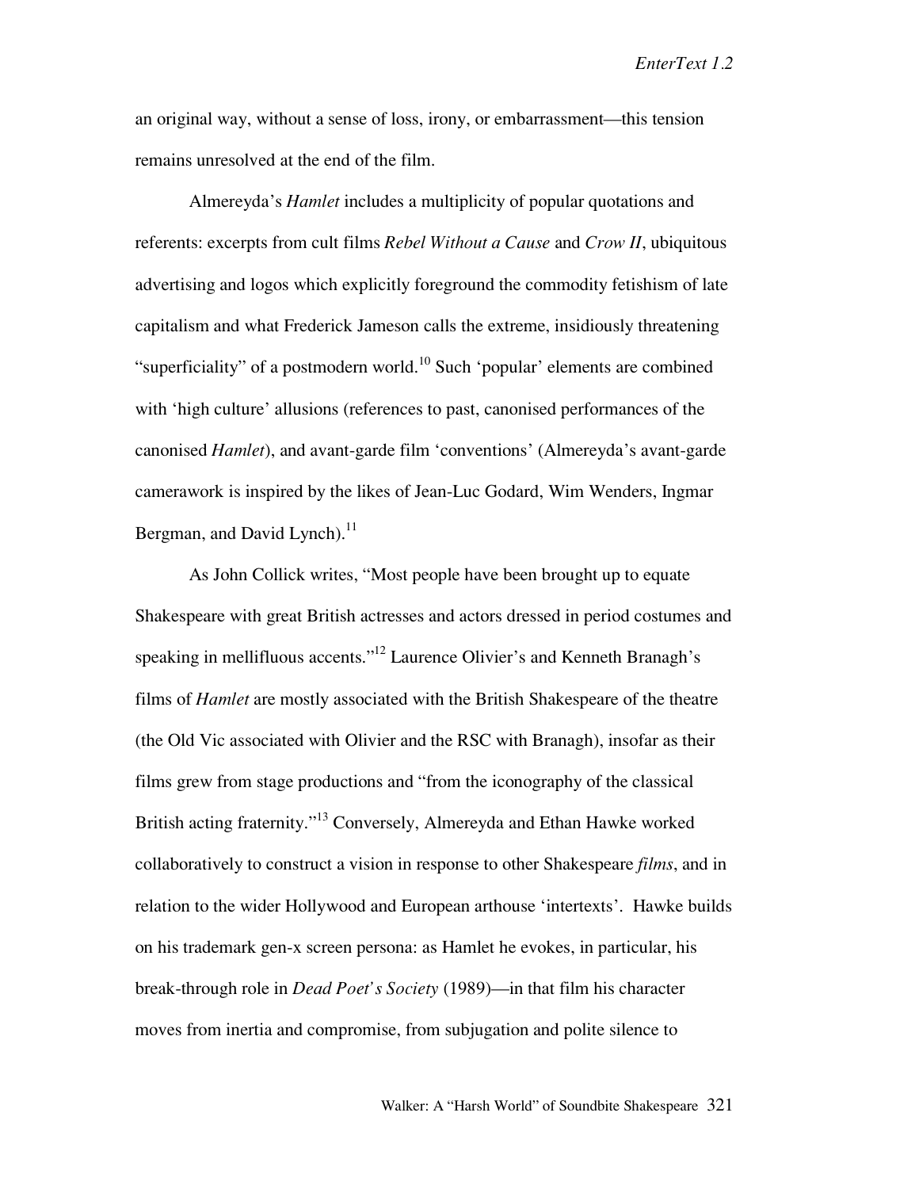an original way, without a sense of loss, irony, or embarrassment—this tension remains unresolved at the end of the film.

Almereyda's *Hamlet* includes a multiplicity of popular quotations and referents: excerpts from cult films *Rebel Without a Cause* and *Crow II*, ubiquitous advertising and logos which explicitly foreground the commodity fetishism of late capitalism and what Frederick Jameson calls the extreme, insidiously threatening "superficiality" of a postmodern world.[10] Such 'popular' elements are combined with 'high culture' allusions (references to past, canonised performances of the canonised *Hamlet*), and avant-garde film 'conventions' (Almereyda's avant-garde camerawork is inspired by the likes of Jean-Luc Godard, Wim Wenders, Ingmar Bergman, and David Lynch).[11]

As John Collick writes, "Most people have been brought up to equate Shakespeare with great British actresses and actors dressed in period costumes and speaking in mellifluous accents."[12] Laurence Olivier's and Kenneth Branagh's films of *Hamlet* are mostly associated with the British Shakespeare of the theatre (the Old Vic associated with Olivier and the RSC with Branagh), insofar as their films grew from stage productions and "from the iconography of the classical British acting fraternity."[13] Conversely, Almereyda and Ethan Hawke worked collaboratively to construct a vision in response to other Shakespeare *films*, and in relation to the wider Hollywood and European arthouse 'intertexts'. Hawke builds on his trademark gen-x screen persona: as Hamlet he evokes, in particular, his break-through role in *Dead Poet's Society* (1989)—in that film his character moves from inertia and compromise, from subjugation and polite silence to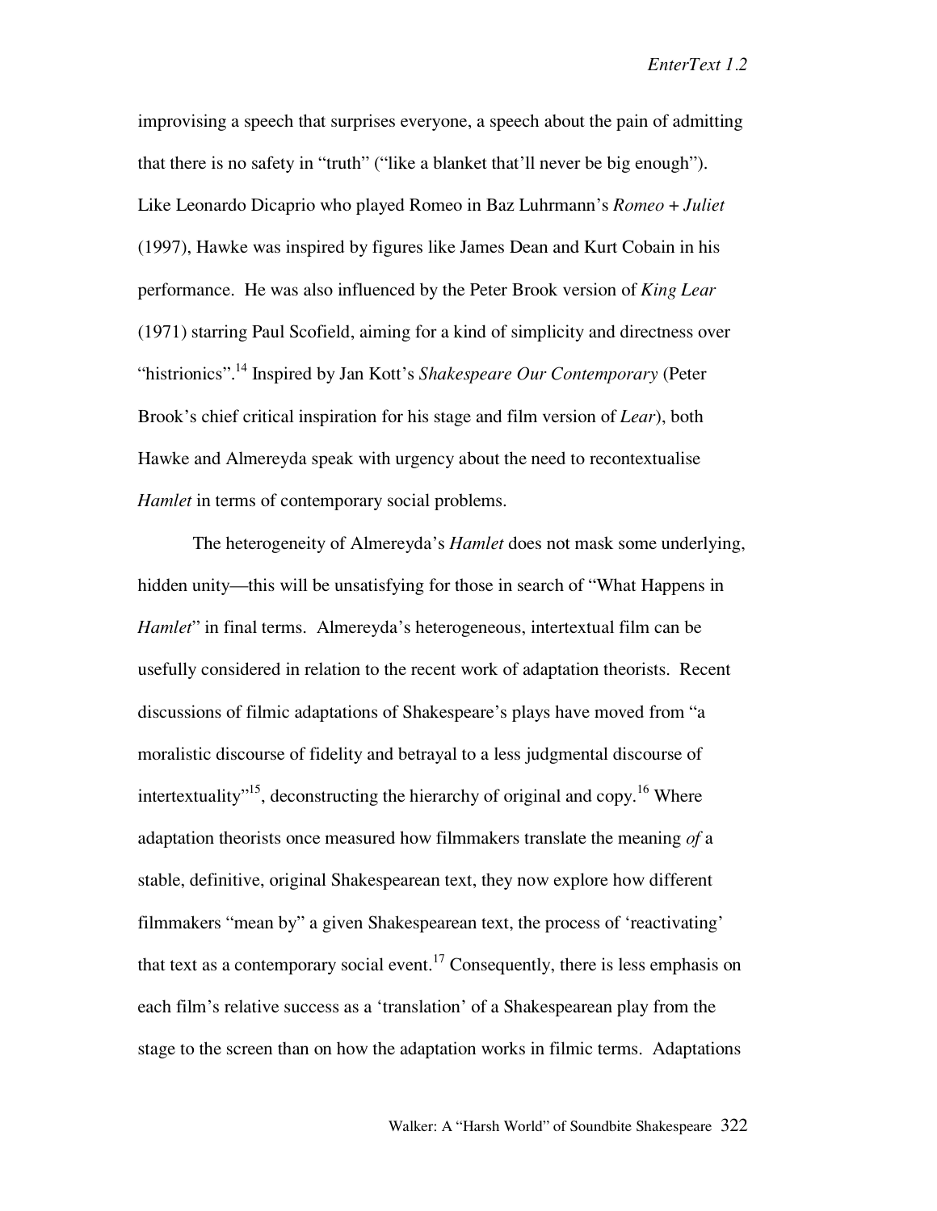improvising a speech that surprises everyone, a speech about the pain of admitting that there is no safety in "truth" ("like a blanket that'll never be big enough"). Like Leonardo Dicaprio who played Romeo in Baz Luhrmann's *Romeo + Juliet* (1997), Hawke was inspired by figures like James Dean and Kurt Cobain in his performance. He was also influenced by the Peter Brook version of *King Lear* (1971) starring Paul Scofield, aiming for a kind of simplicity and directness over "histrionics".[14] Inspired by Jan Kott's *Shakespeare Our Contemporary* (Peter Brook's chief critical inspiration for his stage and film version of *Lear*), both Hawke and Almereyda speak with urgency about the need to recontextualise *Hamlet* in terms of contemporary social problems.

The heterogeneity of Almereyda's *Hamlet* does not mask some underlying, hidden unity—this will be unsatisfying for those in search of "What Happens in *Hamlet*" in final terms. Almereyda's heterogeneous, intertextual film can be usefully considered in relation to the recent work of adaptation theorists. Recent discussions of filmic adaptations of Shakespeare's plays have moved from "a moralistic discourse of fidelity and betrayal to a less judgmental discourse of intertextuality"[15], deconstructing the hierarchy of original and copy.[16] Where adaptation theorists once measured how filmmakers translate the meaning *of* a stable, definitive, original Shakespearean text, they now explore how different filmmakers "mean by" a given Shakespearean text, the process of 'reactivating' that text as a contemporary social event.[17] Consequently, there is less emphasis on each film's relative success as a 'translation' of a Shakespearean play from the stage to the screen than on how the adaptation works in filmic terms. Adaptations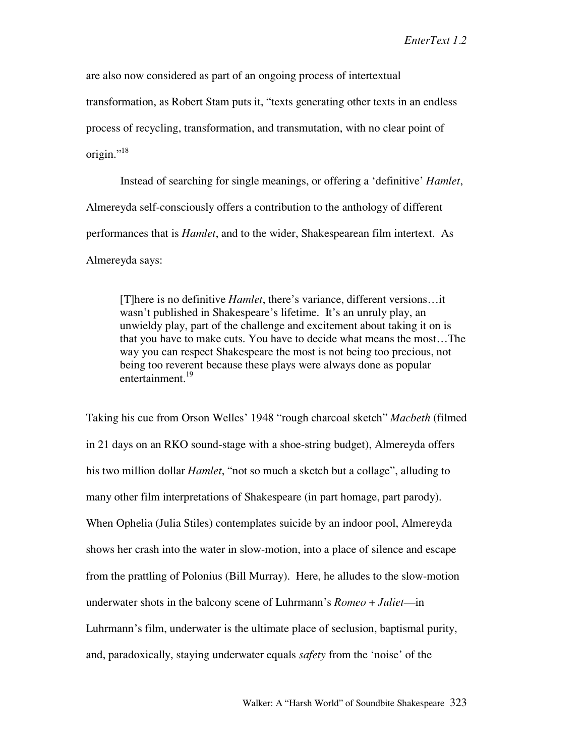are also now considered as part of an ongoing process of intertextual transformation, as Robert Stam puts it, "texts generating other texts in an endless process of recycling, transformation, and transmutation, with no clear point of origin."[18]

Instead of searching for single meanings, or offering a 'definitive' *Hamlet*, Almereyda self-consciously offers a contribution to the anthology of different performances that is *Hamlet*, and to the wider, Shakespearean film intertext. As Almereyda says:

> [T]here is no definitive *Hamlet*, there's variance, different versions…it wasn't published in Shakespeare's lifetime. It's an unruly play, an unwieldy play, part of the challenge and excitement about taking it on is that you have to make cuts. You have to decide what means the most…The way you can respect Shakespeare the most is not being too precious, not being too reverent because these plays were always done as popular entertainment.[19]

Taking his cue from Orson Welles' 1948 "rough charcoal sketch" *Macbeth* (filmed in 21 days on an RKO sound-stage with a shoe-string budget), Almereyda offers his two million dollar *Hamlet*, "not so much a sketch but a collage", alluding to many other film interpretations of Shakespeare (in part homage, part parody). When Ophelia (Julia Stiles) contemplates suicide by an indoor pool, Almereyda shows her crash into the water in slow-motion, into a place of silence and escape from the prattling of Polonius (Bill Murray). Here, he alludes to the slow-motion underwater shots in the balcony scene of Luhrmann's *Romeo + Juliet*—in Luhrmann's film, underwater is the ultimate place of seclusion, baptismal purity, and, paradoxically, staying underwater equals *safety* from the 'noise' of the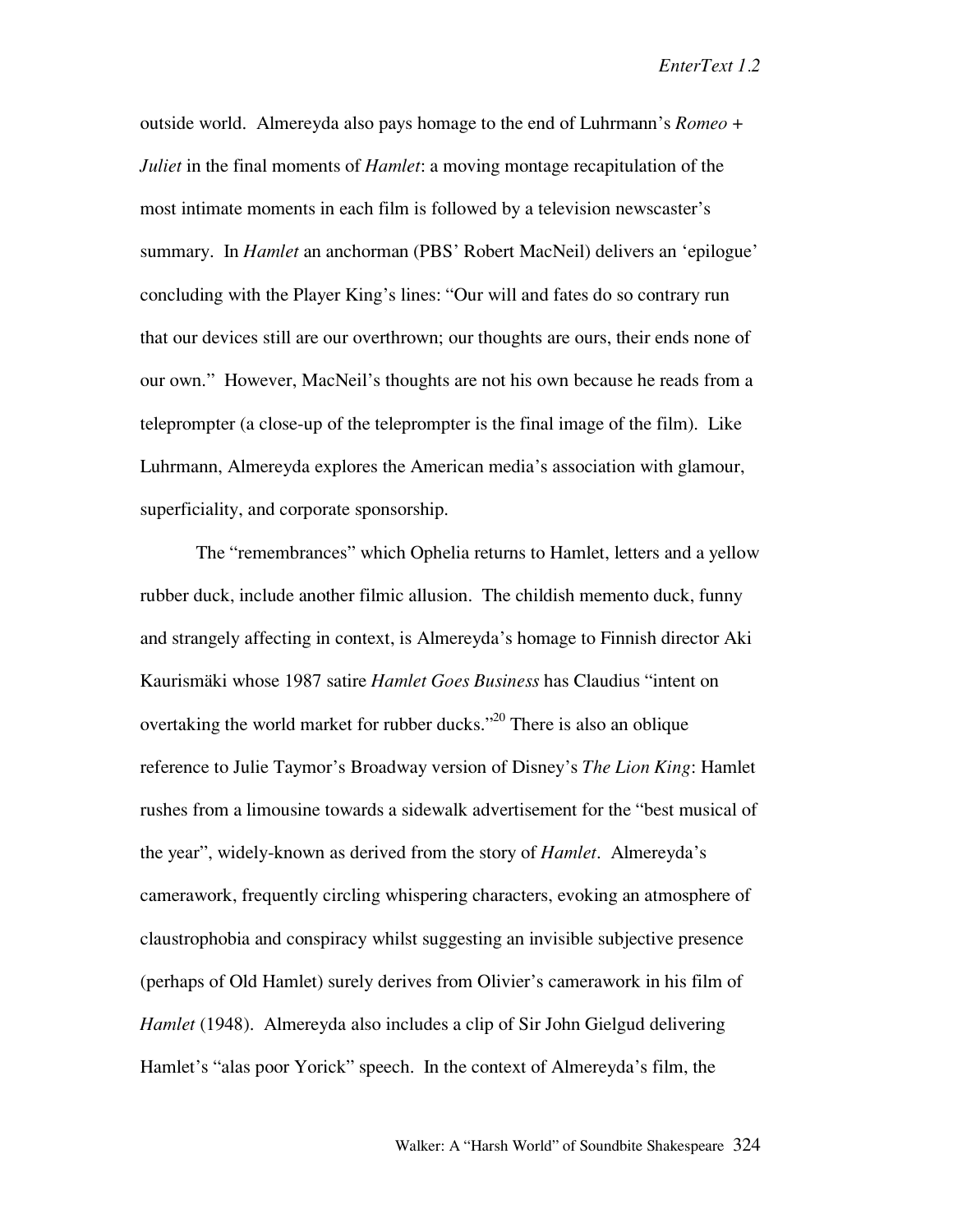outside world. Almereyda also pays homage to the end of Luhrmann's *Romeo + Juliet* in the final moments of *Hamlet*: a moving montage recapitulation of the most intimate moments in each film is followed by a television newscaster's summary. In *Hamlet* an anchorman (PBS' Robert MacNeil) delivers an 'epilogue' concluding with the Player King's lines: "Our will and fates do so contrary run that our devices still are our overthrown; our thoughts are ours, their ends none of our own." However, MacNeil's thoughts are not his own because he reads from a teleprompter (a close-up of the teleprompter is the final image of the film). Like Luhrmann, Almereyda explores the American media's association with glamour, superficiality, and corporate sponsorship.

The "remembrances" which Ophelia returns to Hamlet, letters and a yellow rubber duck, include another filmic allusion. The childish memento duck, funny and strangely affecting in context, is Almereyda's homage to Finnish director Aki Kaurismäki whose 1987 satire *Hamlet Goes Business* has Claudius "intent on overtaking the world market for rubber ducks."[20] There is also an oblique reference to Julie Taymor's Broadway version of Disney's *The Lion King*: Hamlet rushes from a limousine towards a sidewalk advertisement for the "best musical of the year", widely-known as derived from the story of *Hamlet*. Almereyda's camerawork, frequently circling whispering characters, evoking an atmosphere of claustrophobia and conspiracy whilst suggesting an invisible subjective presence (perhaps of Old Hamlet) surely derives from Olivier's camerawork in his film of *Hamlet* (1948). Almereyda also includes a clip of Sir John Gielgud delivering Hamlet's "alas poor Yorick" speech. In the context of Almereyda's film, the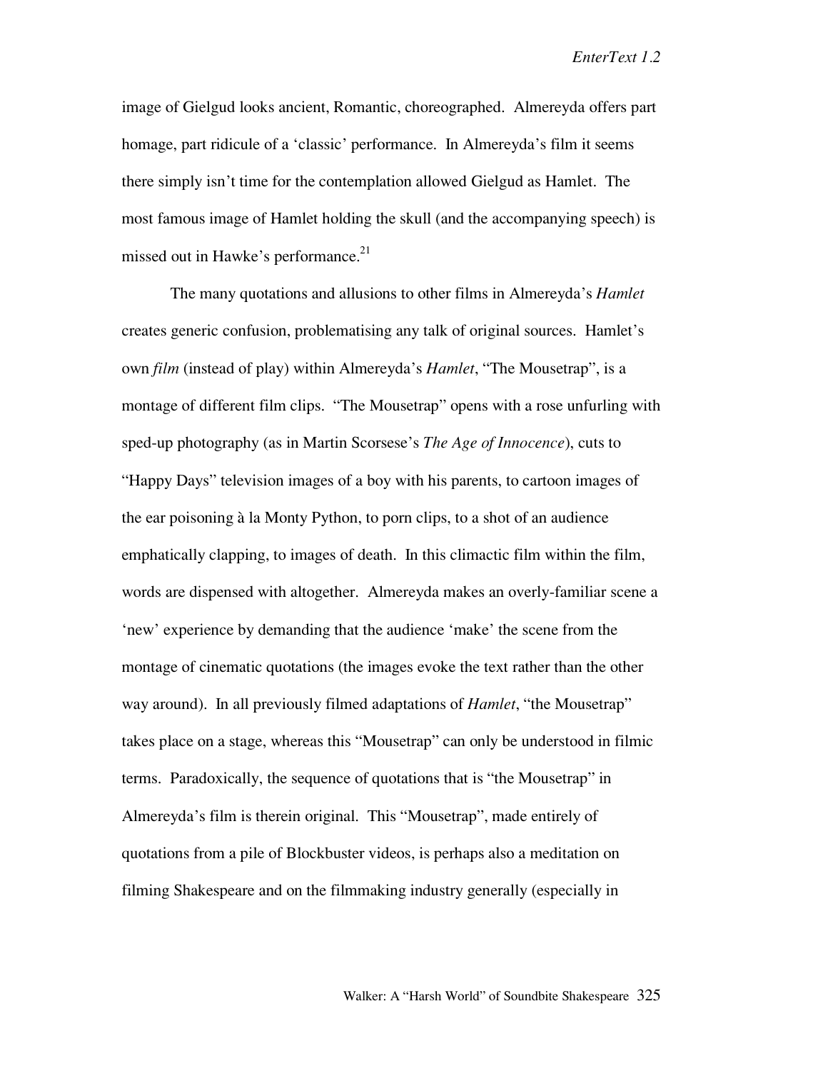image of Gielgud looks ancient, Romantic, choreographed. Almereyda offers part homage, part ridicule of a 'classic' performance. In Almereyda's film it seems there simply isn't time for the contemplation allowed Gielgud as Hamlet. The most famous image of Hamlet holding the skull (and the accompanying speech) is missed out in Hawke's performance.[21]

The many quotations and allusions to other films in Almereyda's *Hamlet* creates generic confusion, problematising any talk of original sources. Hamlet's own *film* (instead of play) within Almereyda's *Hamlet*, "The Mousetrap", is a montage of different film clips. "The Mousetrap" opens with a rose unfurling with sped-up photography (as in Martin Scorsese's *The Age of Innocence*), cuts to "Happy Days" television images of a boy with his parents, to cartoon images of the ear poisoning à la Monty Python, to porn clips, to a shot of an audience emphatically clapping, to images of death. In this climactic film within the film, words are dispensed with altogether. Almereyda makes an overly-familiar scene a 'new' experience by demanding that the audience 'make' the scene from the montage of cinematic quotations (the images evoke the text rather than the other way around). In all previously filmed adaptations of *Hamlet*, "the Mousetrap" takes place on a stage, whereas this "Mousetrap" can only be understood in filmic terms. Paradoxically, the sequence of quotations that is "the Mousetrap" in Almereyda's film is therein original. This "Mousetrap", made entirely of quotations from a pile of Blockbuster videos, is perhaps also a meditation on filming Shakespeare and on the filmmaking industry generally (especially in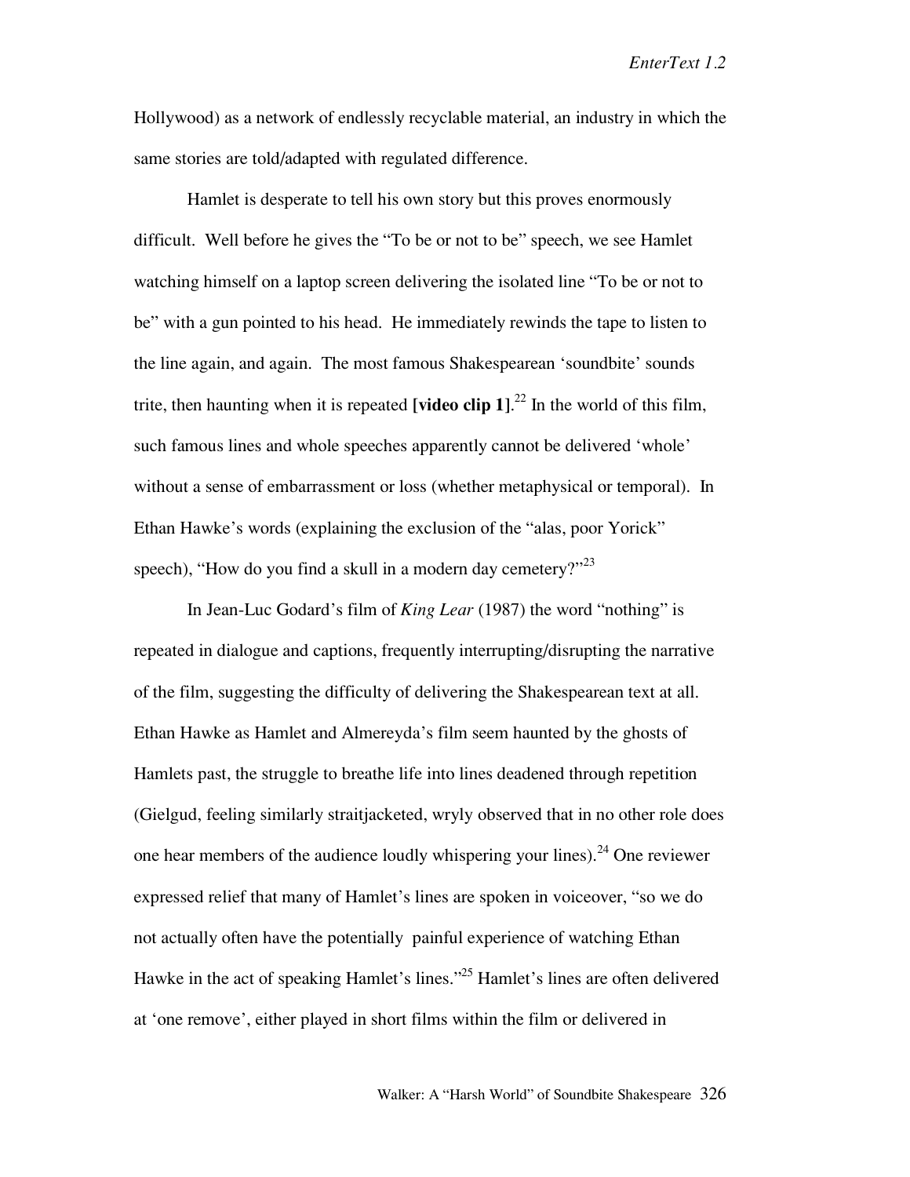Hollywood) as a network of endlessly recyclable material, an industry in which the same stories are told/adapted with regulated difference.

Hamlet is desperate to tell his own story but this proves enormously difficult. Well before he gives the "To be or not to be" speech, we see Hamlet watching himself on a laptop screen delivering the isolated line "To be or not to be" with a gun pointed to his head. He immediately rewinds the tape to listen to the line again, and again. The most famous Shakespearean 'soundbite' sounds trite, then haunting when it is repeated **[video clip 1]**.[22] In the world of this film, such famous lines and whole speeches apparently cannot be delivered 'whole' without a sense of embarrassment or loss (whether metaphysical or temporal). In Ethan Hawke's words (explaining the exclusion of the "alas, poor Yorick" speech), "How do you find a skull in a modern day cemetery?"[23]

In Jean-Luc Godard's film of *King Lear* (1987) the word "nothing" is repeated in dialogue and captions, frequently interrupting/disrupting the narrative of the film, suggesting the difficulty of delivering the Shakespearean text at all. Ethan Hawke as Hamlet and Almereyda's film seem haunted by the ghosts of Hamlets past, the struggle to breathe life into lines deadened through repetition (Gielgud, feeling similarly straitjacketed, wryly observed that in no other role does one hear members of the audience loudly whispering your lines).[24] One reviewer expressed relief that many of Hamlet's lines are spoken in voiceover, "so we do not actually often have the potentially painful experience of watching Ethan Hawke in the act of speaking Hamlet's lines."[25] Hamlet's lines are often delivered at 'one remove', either played in short films within the film or delivered in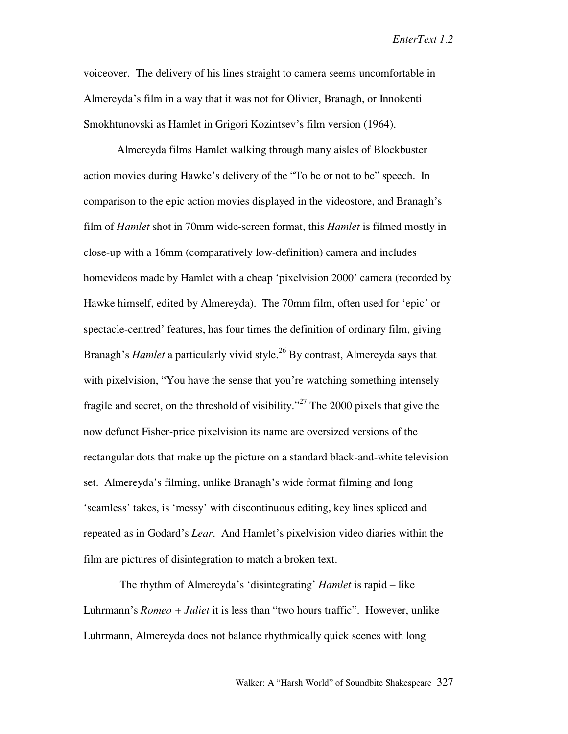voiceover. The delivery of his lines straight to camera seems uncomfortable in Almereyda's film in a way that it was not for Olivier, Branagh, or Innokenti Smokhtunovski as Hamlet in Grigori Kozintsev's film version (1964).

Almereyda films Hamlet walking through many aisles of Blockbuster action movies during Hawke's delivery of the "To be or not to be" speech. In comparison to the epic action movies displayed in the videostore, and Branagh's film of *Hamlet* shot in 70mm wide-screen format, this *Hamlet* is filmed mostly in close-up with a 16mm (comparatively low-definition) camera and includes homevideos made by Hamlet with a cheap 'pixelvision 2000' camera (recorded by Hawke himself, edited by Almereyda). The 70mm film, often used for 'epic' or spectacle-centred' features, has four times the definition of ordinary film, giving Branagh's *Hamlet* a particularly vivid style.[26] By contrast, Almereyda says that with pixelvision, "You have the sense that you're watching something intensely fragile and secret, on the threshold of visibility."[27] The 2000 pixels that give the now defunct Fisher-price pixelvision its name are oversized versions of the rectangular dots that make up the picture on a standard black-and-white television set. Almereyda's filming, unlike Branagh's wide format filming and long 'seamless' takes, is 'messy' with discontinuous editing, key lines spliced and repeated as in Godard's *Lear*. And Hamlet's pixelvision video diaries within the film are pictures of disintegration to match a broken text.

The rhythm of Almereyda's 'disintegrating' *Hamlet* is rapid – like Luhrmann's *Romeo + Juliet* it is less than "two hours traffic". However, unlike Luhrmann, Almereyda does not balance rhythmically quick scenes with long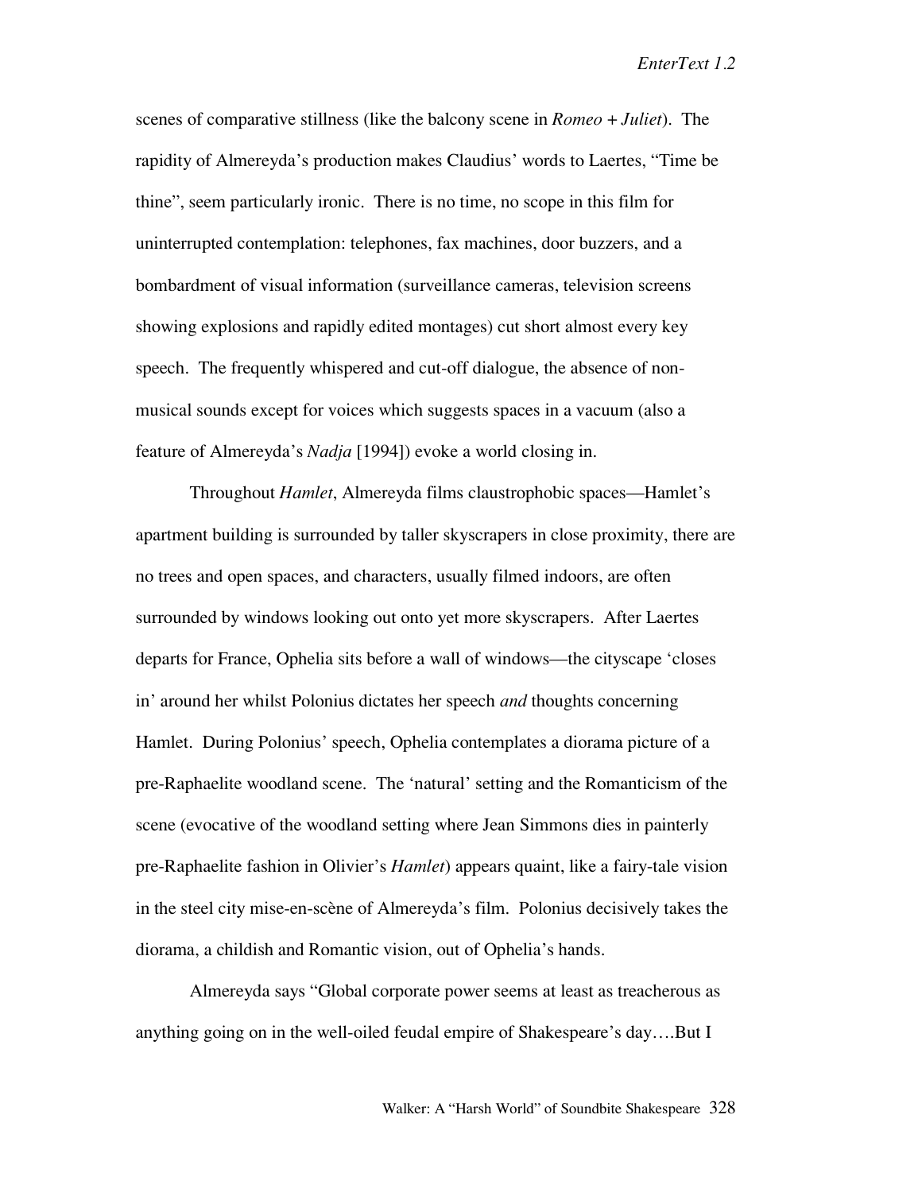scenes of comparative stillness (like the balcony scene in *Romeo + Juliet*). The rapidity of Almereyda's production makes Claudius' words to Laertes, "Time be thine", seem particularly ironic. There is no time, no scope in this film for uninterrupted contemplation: telephones, fax machines, door buzzers, and a bombardment of visual information (surveillance cameras, television screens showing explosions and rapidly edited montages) cut short almost every key speech. The frequently whispered and cut-off dialogue, the absence of non-musical sounds except for voices which suggests spaces in a vacuum (also a feature of Almereyda's *Nadja* [1994]) evoke a world closing in.

Throughout *Hamlet*, Almereyda films claustrophobic spaces—Hamlet's apartment building is surrounded by taller skyscrapers in close proximity, there are no trees and open spaces, and characters, usually filmed indoors, are often surrounded by windows looking out onto yet more skyscrapers. After Laertes departs for France, Ophelia sits before a wall of windows—the cityscape 'closes in' around her whilst Polonius dictates her speech *and* thoughts concerning Hamlet. During Polonius' speech, Ophelia contemplates a diorama picture of a pre-Raphaelite woodland scene. The 'natural' setting and the Romanticism of the scene (evocative of the woodland setting where Jean Simmons dies in painterly pre-Raphaelite fashion in Olivier's *Hamlet*) appears quaint, like a fairy-tale vision in the steel city mise-en-scène of Almereyda's film. Polonius decisively takes the diorama, a childish and Romantic vision, out of Ophelia's hands.

Almereyda says "Global corporate power seems at least as treacherous as anything going on in the well-oiled feudal empire of Shakespeare's day….But I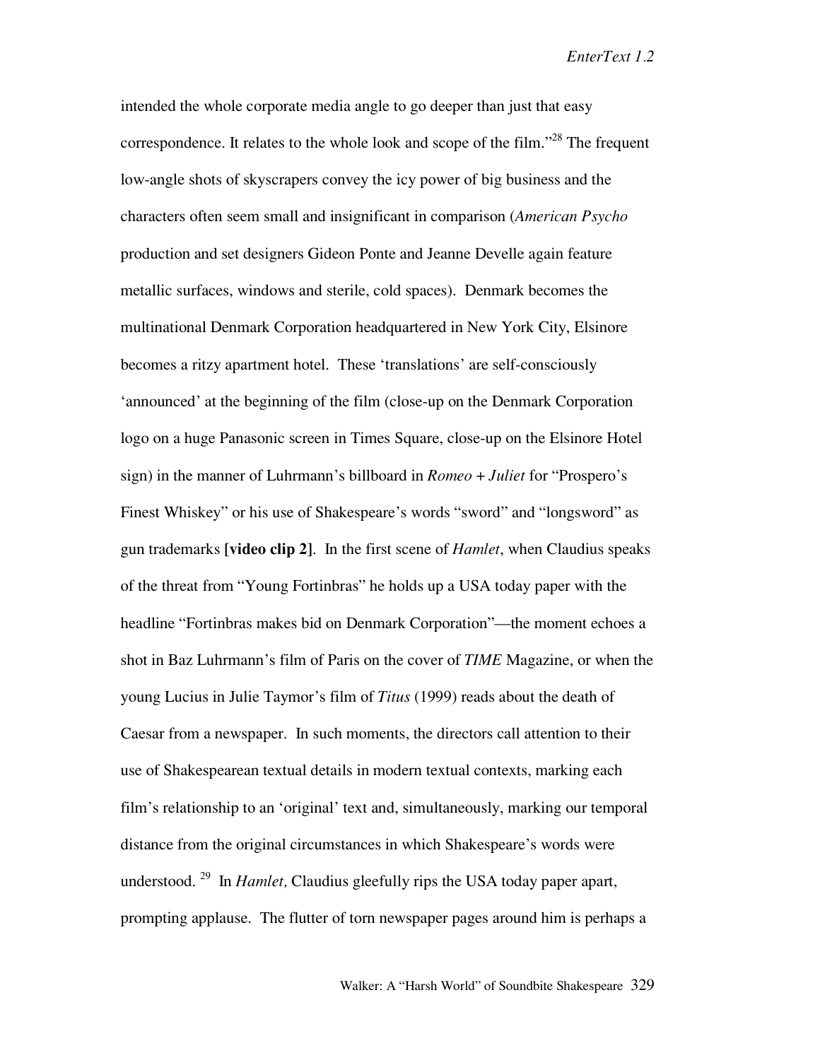intended the whole corporate media angle to go deeper than just that easy correspondence. It relates to the whole look and scope of the film."[28] The frequent low-angle shots of skyscrapers convey the icy power of big business and the characters often seem small and insignificant in comparison (*American Psycho* production and set designers Gideon Ponte and Jeanne Develle again feature metallic surfaces, windows and sterile, cold spaces). Denmark becomes the multinational Denmark Corporation headquartered in New York City, Elsinore becomes a ritzy apartment hotel. These 'translations' are self-consciously 'announced' at the beginning of the film (close-up on the Denmark Corporation logo on a huge Panasonic screen in Times Square, close-up on the Elsinore Hotel sign) in the manner of Luhrmann's billboard in *Romeo + Juliet* for "Prospero's Finest Whiskey" or his use of Shakespeare's words "sword" and "longsword" as gun trademarks **[video clip 2]**. In the first scene of *Hamlet*, when Claudius speaks of the threat from "Young Fortinbras" he holds up a USA today paper with the headline "Fortinbras makes bid on Denmark Corporation"—the moment echoes a shot in Baz Luhrmann's film of Paris on the cover of *TIME* Magazine, or when the young Lucius in Julie Taymor's film of *Titus* (1999) reads about the death of Caesar from a newspaper. In such moments, the directors call attention to their use of Shakespearean textual details in modern textual contexts, marking each film's relationship to an 'original' text and, simultaneously, marking our temporal distance from the original circumstances in which Shakespeare's words were understood.[29] In *Hamlet,* Claudius gleefully rips the USA today paper apart, prompting applause. The flutter of torn newspaper pages around him is perhaps a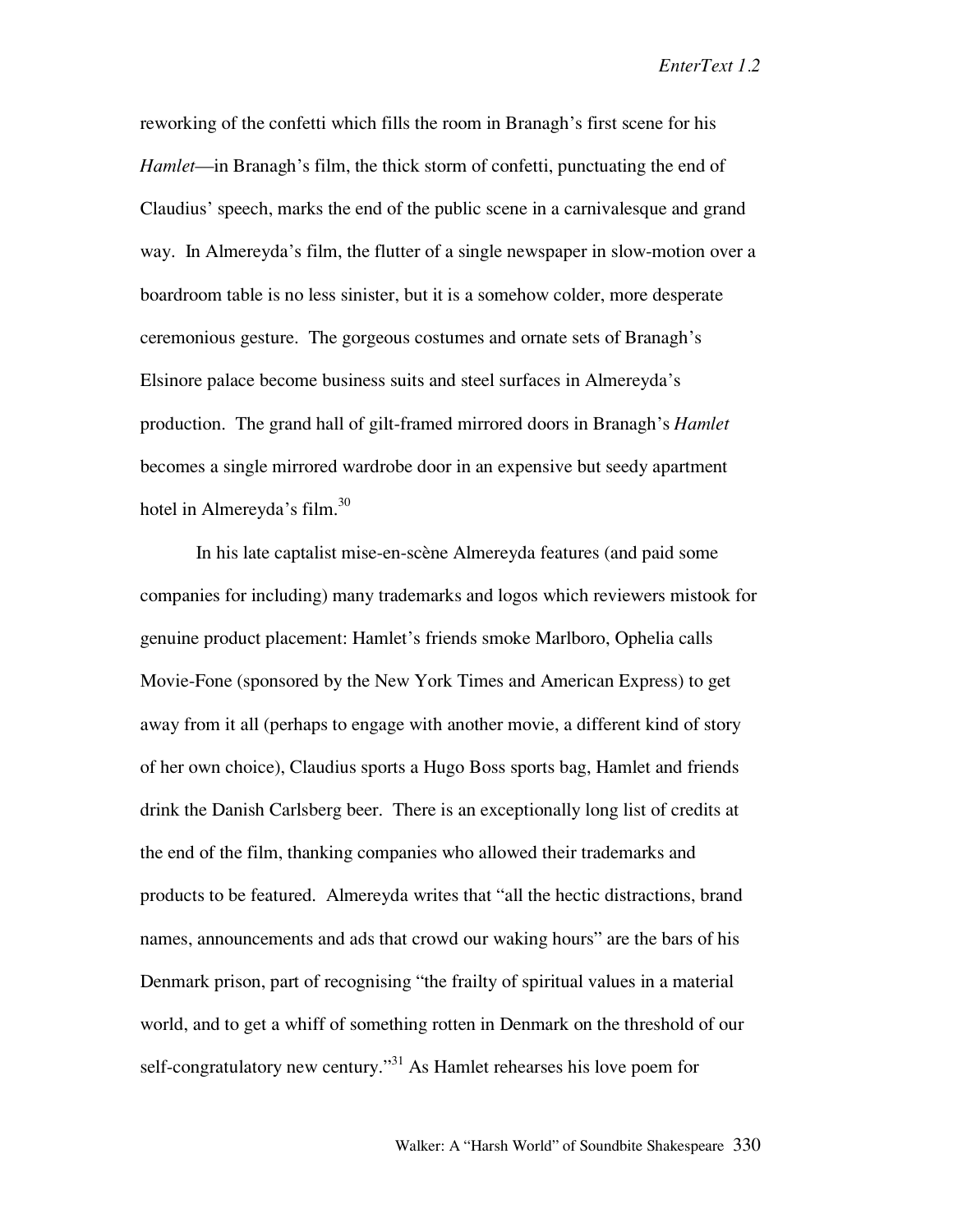reworking of the confetti which fills the room in Branagh's first scene for his *Hamlet*—in Branagh's film, the thick storm of confetti, punctuating the end of Claudius' speech, marks the end of the public scene in a carnivalesque and grand way. In Almereyda's film, the flutter of a single newspaper in slow-motion over a boardroom table is no less sinister, but it is a somehow colder, more desperate ceremonious gesture. The gorgeous costumes and ornate sets of Branagh's Elsinore palace become business suits and steel surfaces in Almereyda's production. The grand hall of gilt-framed mirrored doors in Branagh's *Hamlet* becomes a single mirrored wardrobe door in an expensive but seedy apartment hotel in Almereyda's film.[30]

In his late captalist mise-en-scène Almereyda features (and paid some companies for including) many trademarks and logos which reviewers mistook for genuine product placement: Hamlet's friends smoke Marlboro, Ophelia calls Movie-Fone (sponsored by the New York Times and American Express) to get away from it all (perhaps to engage with another movie, a different kind of story of her own choice), Claudius sports a Hugo Boss sports bag, Hamlet and friends drink the Danish Carlsberg beer. There is an exceptionally long list of credits at the end of the film, thanking companies who allowed their trademarks and products to be featured. Almereyda writes that "all the hectic distractions, brand names, announcements and ads that crowd our waking hours" are the bars of his Denmark prison, part of recognising "the frailty of spiritual values in a material world, and to get a whiff of something rotten in Denmark on the threshold of our self-congratulatory new century."[31] As Hamlet rehearses his love poem for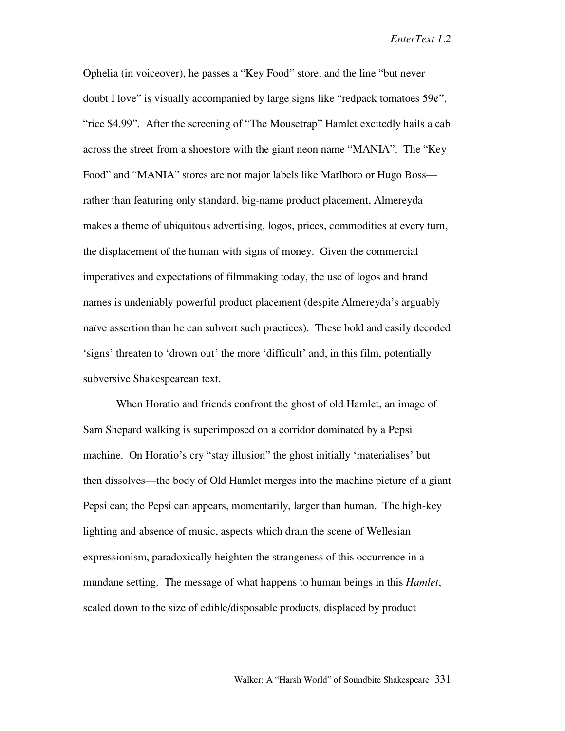Ophelia (in voiceover), he passes a "Key Food" store, and the line "but never doubt I love" is visually accompanied by large signs like "redpack tomatoes 59¢", "rice $4.99". After the screening of "The Mousetrap" Hamlet excitedly hails a cab across the street from a shoestore with the giant neon name "MANIA". The "Key Food" and "MANIA" stores are not major labels like Marlboro or Hugo Boss—rather than featuring only standard, big-name product placement, Almereyda makes a theme of ubiquitous advertising, logos, prices, commodities at every turn, the displacement of the human with signs of money. Given the commercial imperatives and expectations of filmmaking today, the use of logos and brand names is undeniably powerful product placement (despite Almereyda's arguably naïve assertion than he can subvert such practices). These bold and easily decoded 'signs' threaten to 'drown out' the more 'difficult' and, in this film, potentially subversive Shakespearean text.

When Horatio and friends confront the ghost of old Hamlet, an image of Sam Shepard walking is superimposed on a corridor dominated by a Pepsi machine. On Horatio's cry "stay illusion" the ghost initially 'materialises' but then dissolves—the body of Old Hamlet merges into the machine picture of a giant Pepsi can; the Pepsi can appears, momentarily, larger than human. The high-key lighting and absence of music, aspects which drain the scene of Wellesian expressionism, paradoxically heighten the strangeness of this occurrence in a mundane setting. The message of what happens to human beings in this *Hamlet*, scaled down to the size of edible/disposable products, displaced by product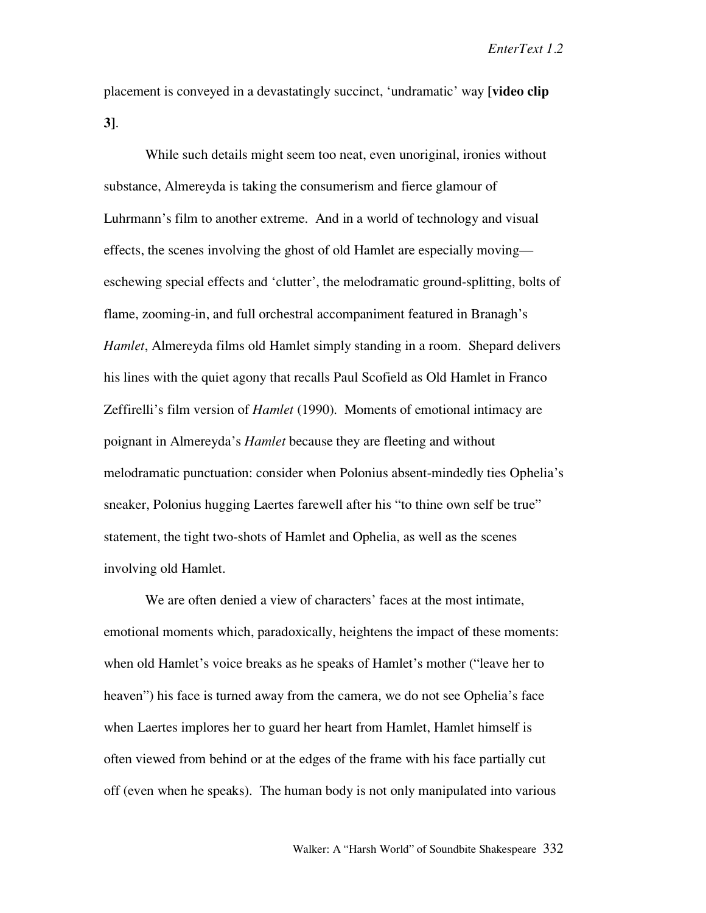placement is conveyed in a devastatingly succinct, 'undramatic' way **[video clip 3]**.

While such details might seem too neat, even unoriginal, ironies without substance, Almereyda is taking the consumerism and fierce glamour of Luhrmann's film to another extreme. And in a world of technology and visual effects, the scenes involving the ghost of old Hamlet are especially moving—eschewing special effects and 'clutter', the melodramatic ground-splitting, bolts of flame, zooming-in, and full orchestral accompaniment featured in Branagh's *Hamlet*, Almereyda films old Hamlet simply standing in a room. Shepard delivers his lines with the quiet agony that recalls Paul Scofield as Old Hamlet in Franco Zeffirelli's film version of *Hamlet* (1990). Moments of emotional intimacy are poignant in Almereyda's *Hamlet* because they are fleeting and without melodramatic punctuation: consider when Polonius absent-mindedly ties Ophelia's sneaker, Polonius hugging Laertes farewell after his "to thine own self be true" statement, the tight two-shots of Hamlet and Ophelia, as well as the scenes involving old Hamlet.

We are often denied a view of characters' faces at the most intimate, emotional moments which, paradoxically, heightens the impact of these moments: when old Hamlet's voice breaks as he speaks of Hamlet's mother ("leave her to heaven") his face is turned away from the camera, we do not see Ophelia's face when Laertes implores her to guard her heart from Hamlet, Hamlet himself is often viewed from behind or at the edges of the frame with his face partially cut off (even when he speaks). The human body is not only manipulated into various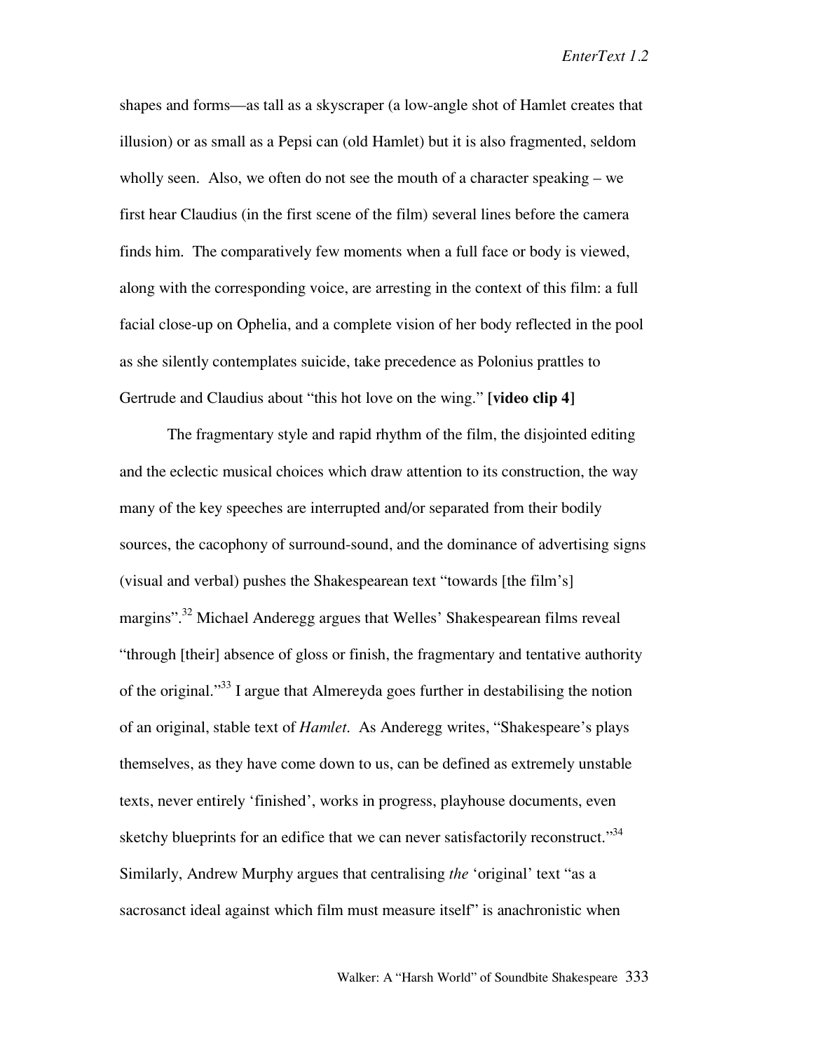shapes and forms—as tall as a skyscraper (a low-angle shot of Hamlet creates that illusion) or as small as a Pepsi can (old Hamlet) but it is also fragmented, seldom wholly seen. Also, we often do not see the mouth of a character speaking – we first hear Claudius (in the first scene of the film) several lines before the camera finds him. The comparatively few moments when a full face or body is viewed, along with the corresponding voice, are arresting in the context of this film: a full facial close-up on Ophelia, and a complete vision of her body reflected in the pool as she silently contemplates suicide, take precedence as Polonius prattles to Gertrude and Claudius about "this hot love on the wing." **[video clip 4]**

The fragmentary style and rapid rhythm of the film, the disjointed editing and the eclectic musical choices which draw attention to its construction, the way many of the key speeches are interrupted and/or separated from their bodily sources, the cacophony of surround-sound, and the dominance of advertising signs (visual and verbal) pushes the Shakespearean text "towards [the film's] margins".[32] Michael Anderegg argues that Welles' Shakespearean films reveal "through [their] absence of gloss or finish, the fragmentary and tentative authority of the original."[33] I argue that Almereyda goes further in destabilising the notion of an original, stable text of *Hamlet*. As Anderegg writes, "Shakespeare's plays themselves, as they have come down to us, can be defined as extremely unstable texts, never entirely 'finished', works in progress, playhouse documents, even sketchy blueprints for an edifice that we can never satisfactorily reconstruct."[34] Similarly, Andrew Murphy argues that centralising *the* 'original' text "as a sacrosanct ideal against which film must measure itself" is anachronistic when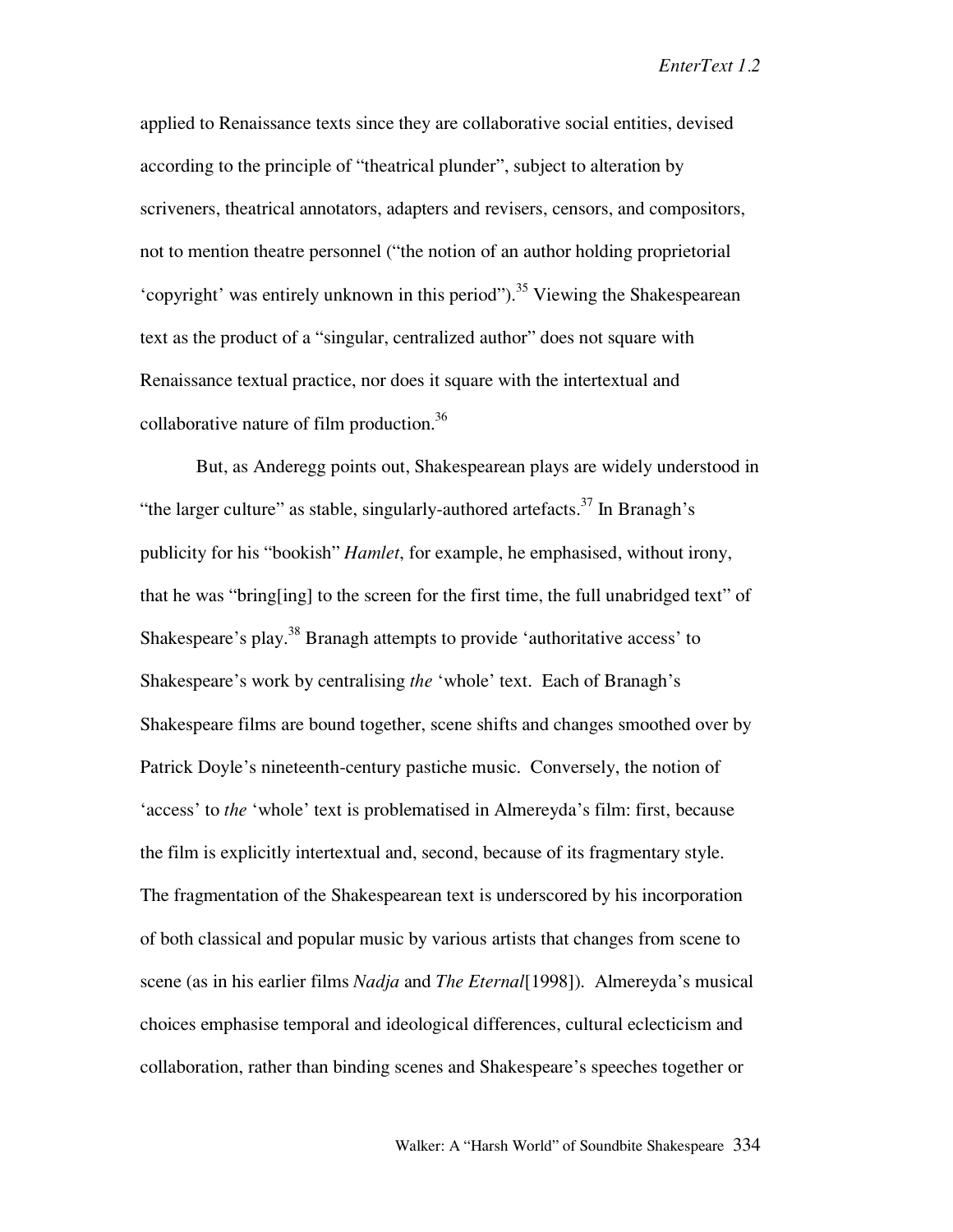applied to Renaissance texts since they are collaborative social entities, devised according to the principle of "theatrical plunder", subject to alteration by scriveners, theatrical annotators, adapters and revisers, censors, and compositors, not to mention theatre personnel ("the notion of an author holding proprietorial 'copyright' was entirely unknown in this period").[35] Viewing the Shakespearean text as the product of a "singular, centralized author" does not square with Renaissance textual practice, nor does it square with the intertextual and collaborative nature of film production.[36]

But, as Anderegg points out, Shakespearean plays are widely understood in "the larger culture" as stable, singularly-authored artefacts.[37] In Branagh's publicity for his "bookish" *Hamlet*, for example, he emphasised, without irony, that he was "bring[ing] to the screen for the first time, the full unabridged text" of Shakespeare's play.[38] Branagh attempts to provide 'authoritative access' to Shakespeare's work by centralising *the* 'whole' text. Each of Branagh's Shakespeare films are bound together, scene shifts and changes smoothed over by Patrick Doyle's nineteenth-century pastiche music. Conversely, the notion of 'access' to *the* 'whole' text is problematised in Almereyda's film: first, because the film is explicitly intertextual and, second, because of its fragmentary style. The fragmentation of the Shakespearean text is underscored by his incorporation of both classical and popular music by various artists that changes from scene to scene (as in his earlier films *Nadja* and *The Eternal*[1998]). Almereyda's musical choices emphasise temporal and ideological differences, cultural eclecticism and collaboration, rather than binding scenes and Shakespeare's speeches together or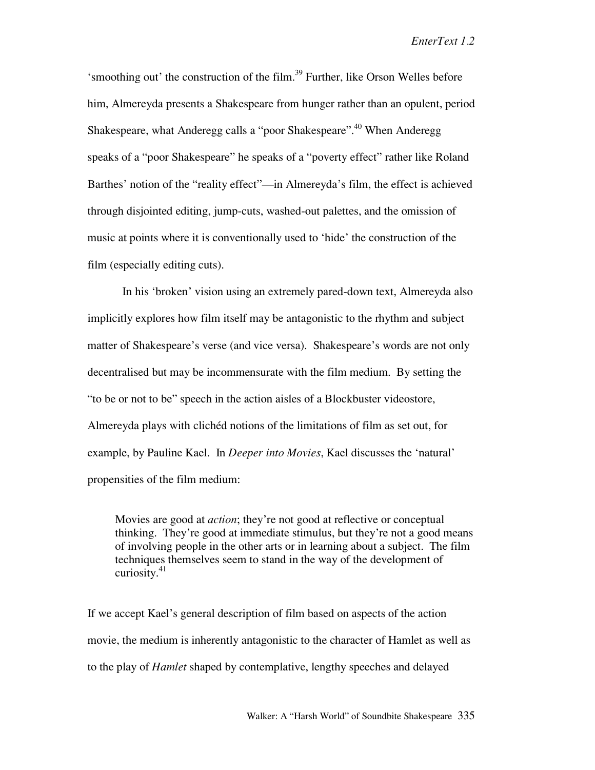'smoothing out' the construction of the film.[39] Further, like Orson Welles before him, Almereyda presents a Shakespeare from hunger rather than an opulent, period Shakespeare, what Anderegg calls a "poor Shakespeare".[40] When Anderegg speaks of a "poor Shakespeare" he speaks of a "poverty effect" rather like Roland Barthes' notion of the "reality effect"—in Almereyda's film, the effect is achieved through disjointed editing, jump-cuts, washed-out palettes, and the omission of music at points where it is conventionally used to 'hide' the construction of the film (especially editing cuts).

In his 'broken' vision using an extremely pared-down text, Almereyda also implicitly explores how film itself may be antagonistic to the rhythm and subject matter of Shakespeare's verse (and vice versa). Shakespeare's words are not only decentralised but may be incommensurate with the film medium. By setting the "to be or not to be" speech in the action aisles of a Blockbuster videostore, Almereyda plays with clichéd notions of the limitations of film as set out, for example, by Pauline Kael. In *Deeper into Movies*, Kael discusses the 'natural' propensities of the film medium:

> Movies are good at *action*; they're not good at reflective or conceptual thinking. They're good at immediate stimulus, but they're not a good means of involving people in the other arts or in learning about a subject. The film techniques themselves seem to stand in the way of the development of curiosity.[41]

If we accept Kael's general description of film based on aspects of the action movie, the medium is inherently antagonistic to the character of Hamlet as well as to the play of *Hamlet* shaped by contemplative, lengthy speeches and delayed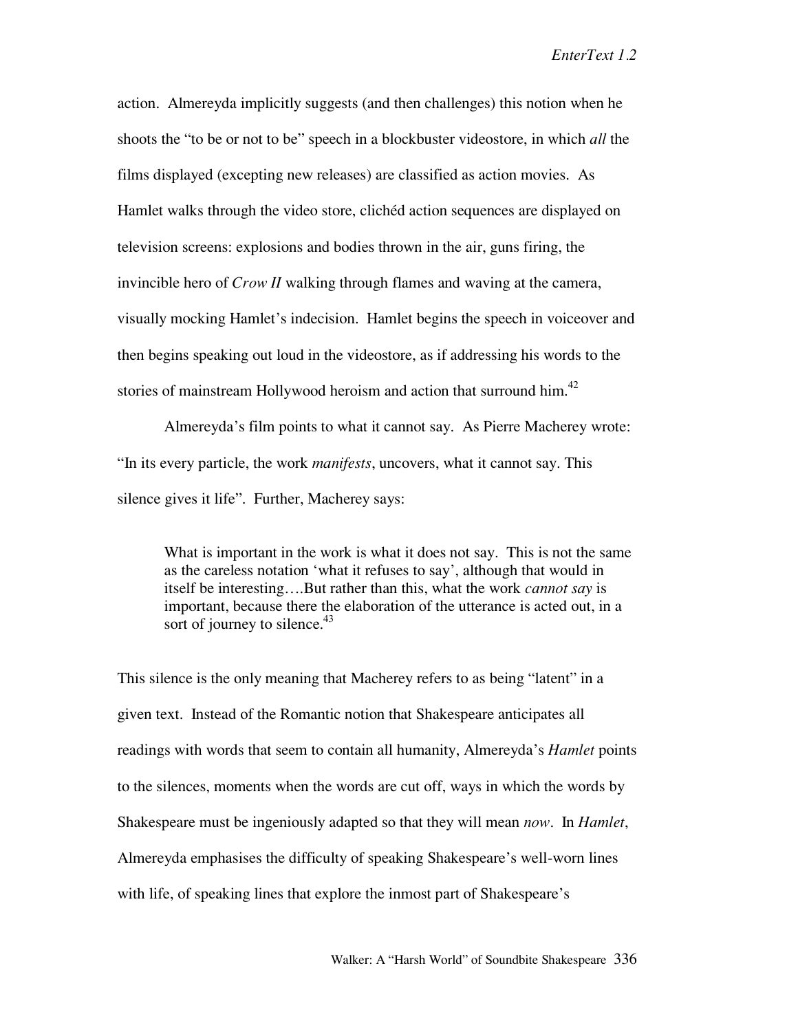action. Almereyda implicitly suggests (and then challenges) this notion when he shoots the "to be or not to be" speech in a blockbuster videostore, in which *all* the films displayed (excepting new releases) are classified as action movies. As Hamlet walks through the video store, clichéd action sequences are displayed on television screens: explosions and bodies thrown in the air, guns firing, the invincible hero of *Crow II* walking through flames and waving at the camera, visually mocking Hamlet's indecision. Hamlet begins the speech in voiceover and then begins speaking out loud in the videostore, as if addressing his words to the stories of mainstream Hollywood heroism and action that surround him.[42]

Almereyda's film points to what it cannot say. As Pierre Macherey wrote: "In its every particle, the work *manifests*, uncovers, what it cannot say. This silence gives it life". Further, Macherey says:

> What is important in the work is what it does not say. This is not the same as the careless notation 'what it refuses to say', although that would in itself be interesting….But rather than this, what the work *cannot say* is important, because there the elaboration of the utterance is acted out, in a sort of journey to silence.[43]

This silence is the only meaning that Macherey refers to as being "latent" in a given text. Instead of the Romantic notion that Shakespeare anticipates all readings with words that seem to contain all humanity, Almereyda's *Hamlet* points to the silences, moments when the words are cut off, ways in which the words by Shakespeare must be ingeniously adapted so that they will mean *now*. In *Hamlet*, Almereyda emphasises the difficulty of speaking Shakespeare's well-worn lines with life, of speaking lines that explore the inmost part of Shakespeare's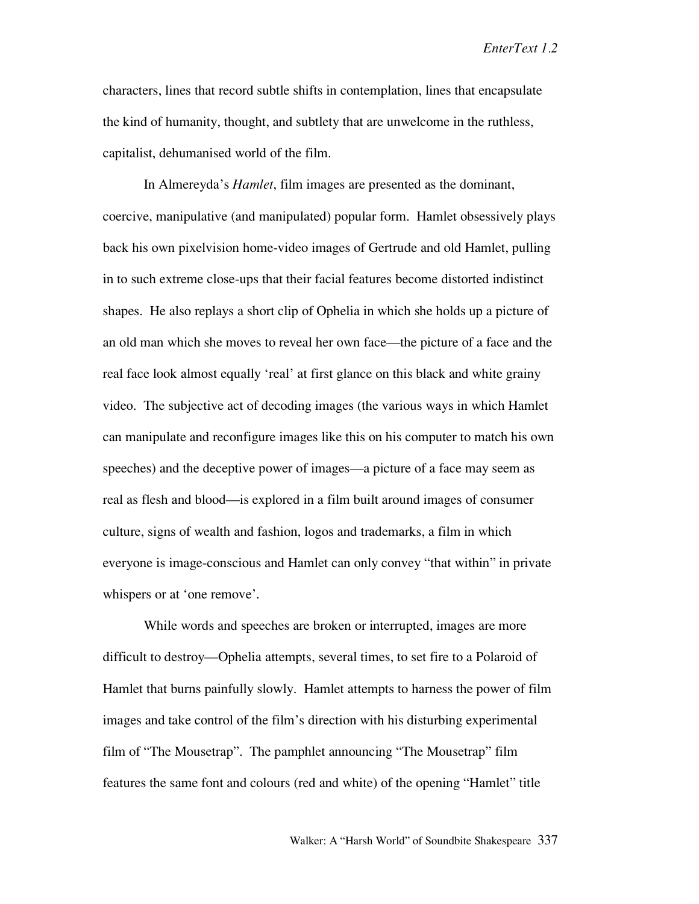characters, lines that record subtle shifts in contemplation, lines that encapsulate the kind of humanity, thought, and subtlety that are unwelcome in the ruthless, capitalist, dehumanised world of the film.

In Almereyda's *Hamlet*, film images are presented as the dominant, coercive, manipulative (and manipulated) popular form. Hamlet obsessively plays back his own pixelvision home-video images of Gertrude and old Hamlet, pulling in to such extreme close-ups that their facial features become distorted indistinct shapes. He also replays a short clip of Ophelia in which she holds up a picture of an old man which she moves to reveal her own face—the picture of a face and the real face look almost equally 'real' at first glance on this black and white grainy video. The subjective act of decoding images (the various ways in which Hamlet can manipulate and reconfigure images like this on his computer to match his own speeches) and the deceptive power of images—a picture of a face may seem as real as flesh and blood—is explored in a film built around images of consumer culture, signs of wealth and fashion, logos and trademarks, a film in which everyone is image-conscious and Hamlet can only convey "that within" in private whispers or at 'one remove'.

While words and speeches are broken or interrupted, images are more difficult to destroy—Ophelia attempts, several times, to set fire to a Polaroid of Hamlet that burns painfully slowly. Hamlet attempts to harness the power of film images and take control of the film's direction with his disturbing experimental film of "The Mousetrap". The pamphlet announcing "The Mousetrap" film features the same font and colours (red and white) of the opening "Hamlet" title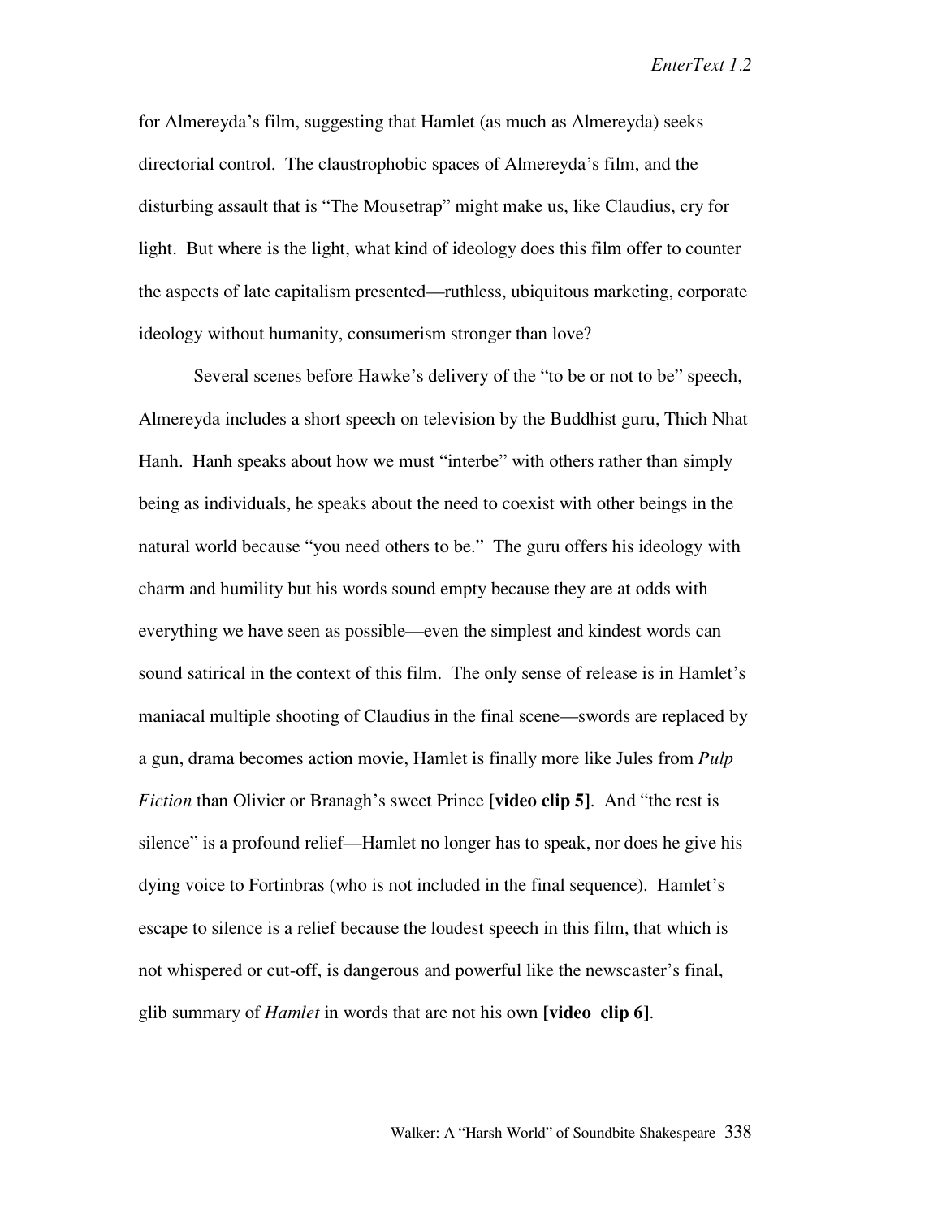for Almereyda's film, suggesting that Hamlet (as much as Almereyda) seeks directorial control. The claustrophobic spaces of Almereyda's film, and the disturbing assault that is "The Mousetrap" might make us, like Claudius, cry for light. But where is the light, what kind of ideology does this film offer to counter the aspects of late capitalism presented—ruthless, ubiquitous marketing, corporate ideology without humanity, consumerism stronger than love?

Several scenes before Hawke's delivery of the "to be or not to be" speech, Almereyda includes a short speech on television by the Buddhist guru, Thich Nhat Hanh. Hanh speaks about how we must "interbe" with others rather than simply being as individuals, he speaks about the need to coexist with other beings in the natural world because "you need others to be." The guru offers his ideology with charm and humility but his words sound empty because they are at odds with everything we have seen as possible—even the simplest and kindest words can sound satirical in the context of this film. The only sense of release is in Hamlet's maniacal multiple shooting of Claudius in the final scene—swords are replaced by a gun, drama becomes action movie, Hamlet is finally more like Jules from *Pulp Fiction* than Olivier or Branagh's sweet Prince **[video clip 5]**. And "the rest is silence" is a profound relief—Hamlet no longer has to speak, nor does he give his dying voice to Fortinbras (who is not included in the final sequence). Hamlet's escape to silence is a relief because the loudest speech in this film, that which is not whispered or cut-off, is dangerous and powerful like the newscaster's final, glib summary of *Hamlet* in words that are not his own **[video clip 6]**.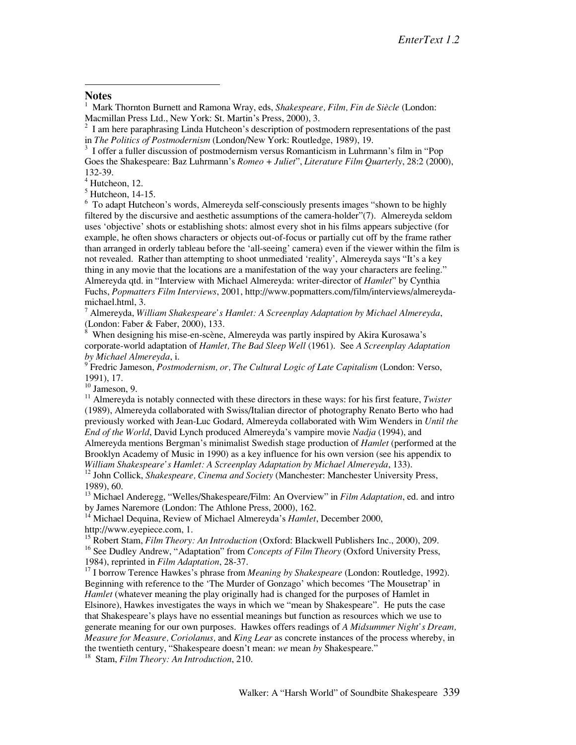## Notes

[1] Mark Thornton Burnett and Ramona Wray, eds, *Shakespeare, Film, Fin de Siècle* (London: Macmillan Press Ltd., New York: St. Martin's Press, 2000), 3.

[2] I am here paraphrasing Linda Hutcheon's description of postmodern representations of the past in *The Politics of Postmodernism* (London/New York: Routledge, 1989), 19.

[3] I offer a fuller discussion of postmodernism versus Romanticism in Luhrmann's film in "Pop Goes the Shakespeare: Baz Luhrmann's *Romeo + Juliet*", *Literature Film Quarterly*, 28:2 (2000), 132-39.

[4] Hutcheon, 12.

[5] Hutcheon, 14-15.

[6] To adapt Hutcheon's words, Almereyda self-consciously presents images "shown to be highly filtered by the discursive and aesthetic assumptions of the camera-holder"(7). Almereyda seldom uses 'objective' shots or establishing shots: almost every shot in his films appears subjective (for example, he often shows characters or objects out-of-focus or partially cut off by the frame rather than arranged in orderly tableau before the 'all-seeing' camera) even if the viewer within the film is not revealed. Rather than attempting to shoot unmediated 'reality', Almereyda says "It's a key thing in any movie that the locations are a manifestation of the way your characters are feeling." Almereyda qtd. in "Interview with Michael Almereyda: writer-director of *Hamlet*" by Cynthia Fuchs, *Popmatters Film Interviews*, 2001, http://www.popmatters.com/film/interviews/almereyda-michael.html, 3.

[7] Almereyda, *William Shakespeare's Hamlet: A Screenplay Adaptation by Michael Almereyda*, (London: Faber & Faber, 2000), 133.

[8] When designing his mise-en-scène, Almereyda was partly inspired by Akira Kurosawa's corporate-world adaptation of *Hamlet, The Bad Sleep Well* (1961). See *A Screenplay Adaptation by Michael Almereyda*, i.

[9] Fredric Jameson, *Postmodernism, or, The Cultural Logic of Late Capitalism* (London: Verso, 1991), 17.

[10] Jameson, 9.

[11] Almereyda is notably connected with these directors in these ways: for his first feature, *Twister* (1989), Almereyda collaborated with Swiss/Italian director of photography Renato Berto who had previously worked with Jean-Luc Godard, Almereyda collaborated with Wim Wenders in *Until the End of the World*, David Lynch produced Almereyda's vampire movie *Nadja* (1994), and Almereyda mentions Bergman's minimalist Swedish stage production of *Hamlet* (performed at the Brooklyn Academy of Music in 1990) as a key influence for his own version (see his appendix to *William Shakespeare's Hamlet: A Screenplay Adaptation by Michael Almereyda*, 133).

[12] John Collick, *Shakespeare, Cinema and Society* (Manchester: Manchester University Press, 1989), 60.

[13] Michael Anderegg, "Welles/Shakespeare/Film: An Overview" in *Film Adaptation*, ed. and intro by James Naremore (London: The Athlone Press, 2000), 162.

[14] Michael Dequina, Review of Michael Almereyda's *Hamlet*, December 2000, http://www.eyepiece.com, 1.

[15] Robert Stam, *Film Theory: An Introduction* (Oxford: Blackwell Publishers Inc., 2000), 209.

[16] See Dudley Andrew, "Adaptation" from *Concepts of Film Theory* (Oxford University Press, 1984), reprinted in *Film Adaptation*, 28-37.

[17] I borrow Terence Hawkes's phrase from *Meaning by Shakespeare* (London: Routledge, 1992). Beginning with reference to the 'The Murder of Gonzago' which becomes 'The Mousetrap' in *Hamlet* (whatever meaning the play originally had is changed for the purposes of Hamlet in Elsinore), Hawkes investigates the ways in which we "mean by Shakespeare". He puts the case that Shakespeare's plays have no essential meanings but function as resources which we use to generate meaning for our own purposes. Hawkes offers readings of *A Midsummer Night's Dream, Measure for Measure, Coriolanus,* and *King Lear* as concrete instances of the process whereby, in the twentieth century, "Shakespeare doesn't mean: *we* mean *by* Shakespeare."

[18] Stam, *Film Theory: An Introduction*, 210.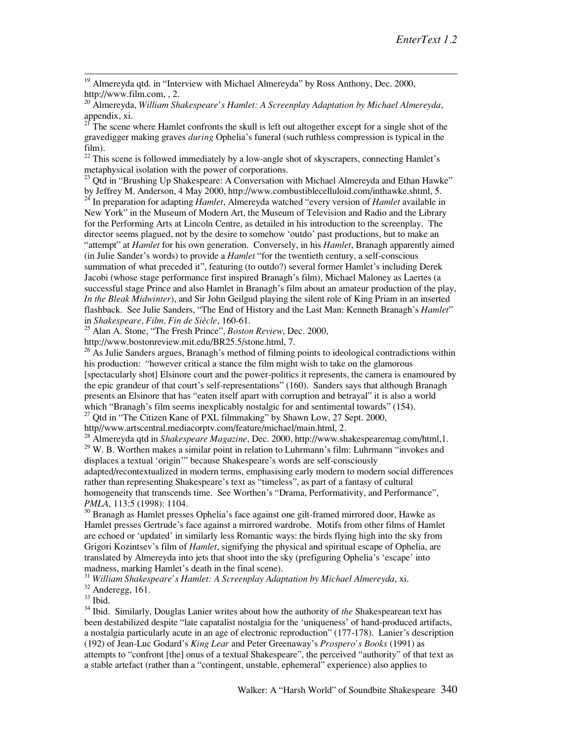[19] Almereyda qtd. in "Interview with Michael Almereyda" by Ross Anthony, Dec. 2000, http://www.film.com, , 2.

[20] Almereyda, *William Shakespeare's Hamlet: A Screenplay Adaptation by Michael Almereyda*, appendix, xi.

[21] The scene where Hamlet confronts the skull is left out altogether except for a single shot of the gravedigger making graves *during* Ophelia's funeral (such ruthless compression is typical in the film).

[22] This scene is followed immediately by a low-angle shot of skyscrapers, connecting Hamlet's metaphysical isolation with the power of corporations.

[23] Qtd in "Brushing Up Shakespeare: A Conversation with Michael Almereyda and Ethan Hawke" by Jeffrey M. Anderson, 4 May 2000, http://www.combustiblecelluloid.com/inthawke.shtml, 5.

[24] In preparation for adapting *Hamlet*, Almereyda watched "every version of *Hamlet* available in New York" in the Museum of Modern Art, the Museum of Television and Radio and the Library for the Performing Arts at Lincoln Centre, as detailed in his introduction to the screenplay. The director seems plagued, not by the desire to somehow 'outdo' past productions, but to make an "attempt" at *Hamlet* for his own generation. Conversely, in his *Hamlet*, Branagh apparently aimed (in Julie Sander's words) to provide a *Hamlet* "for the twentieth century, a self-conscious summation of what preceded it", featuring (to outdo?) several former Hamlet's including Derek Jacobi (whose stage performance first inspired Branagh's film), Michael Maloney as Laertes (a successful stage Prince and also Hamlet in Branagh's film about an amateur production of the play, *In the Bleak Midwinter*), and Sir John Geilgud playing the silent role of King Priam in an inserted flashback. See Julie Sanders, "The End of History and the Last Man: Kenneth Branagh's *Hamlet*" in *Shakespeare, Film, Fin de Siècle*, 160-61.

[25] Alan A. Stone, "The Fresh Prince", *Boston Review*, Dec. 2000, http://www.bostonreview.mit.edu/BR25.5/stone.html, 7.

[26] As Julie Sanders argues, Branagh's method of filming points to ideological contradictions within his production: "however critical a stance the film might wish to take on the glamorous [spectacularly shot] Elsinore court and the power-politics it represents, the camera is enamoured by the epic grandeur of that court's self-representations" (160). Sanders says that although Branagh presents an Elsinore that has "eaten itself apart with corruption and betrayal" it is also a world which "Branagh's film seems inexplicably nostalgic for and sentimental towards" (154).

[27] Qtd in "The Citizen Kane of PXL filmmaking" by Shawn Low, 27 Sept. 2000, http//www.artscentral.mediacorptv.com/feature/michael/main.html, 2.

[28] Almereyda qtd in *Shakespeare Magazine*, Dec. 2000, http://www.shakespearemag.com/html,1.

[29] W. B. Worthen makes a similar point in relation to Luhrmann's film: Luhrmann "invokes and displaces a textual 'origin'" because Shakespeare's words are self-consciously adapted/recontextualized in modern terms, emphasising early modern to modern social differences rather than representing Shakespeare's text as "timeless", as part of a fantasy of cultural homogeneity that transcends time. See Worthen's "Drama, Performativity, and Performance", *PMLA*, 113:5 (1998): 1104.

[30] Branagh as Hamlet presses Ophelia's face against one gilt-framed mirrored door, Hawke as Hamlet presses Gertrude's face against a mirrored wardrobe. Motifs from other films of Hamlet are echoed or 'updated' in similarly less Romantic ways: the birds flying high into the sky from Grigori Kozintsev's film of *Hamlet*, signifying the physical and spiritual escape of Ophelia, are translated by Almereyda into jets that shoot into the sky (prefiguring Ophelia's 'escape' into madness, marking Hamlet's death in the final scene).

[31] *William Shakespeare's Hamlet: A Screenplay Adaptation by Michael Almereyda*, xi.

[32] Anderegg, 161.

[33] Ibid.

[34] Ibid. Similarly, Douglas Lanier writes about how the authority of *the* Shakespearean text has been destabilized despite "late capatalist nostalgia for the 'uniqueness' of hand-produced artifacts, a nostalgia particularly acute in an age of electronic reproduction" (177-178). Lanier's description (192) of Jean-Luc Godard's *King Lear* and Peter Greenaway's *Prospero's Books* (1991) as attempts to "confront [the] onus of a textual Shakespeare", the perceived "authority" of that text as a stable artefact (rather than a "contingent, unstable, ephemeral" experience) also applies to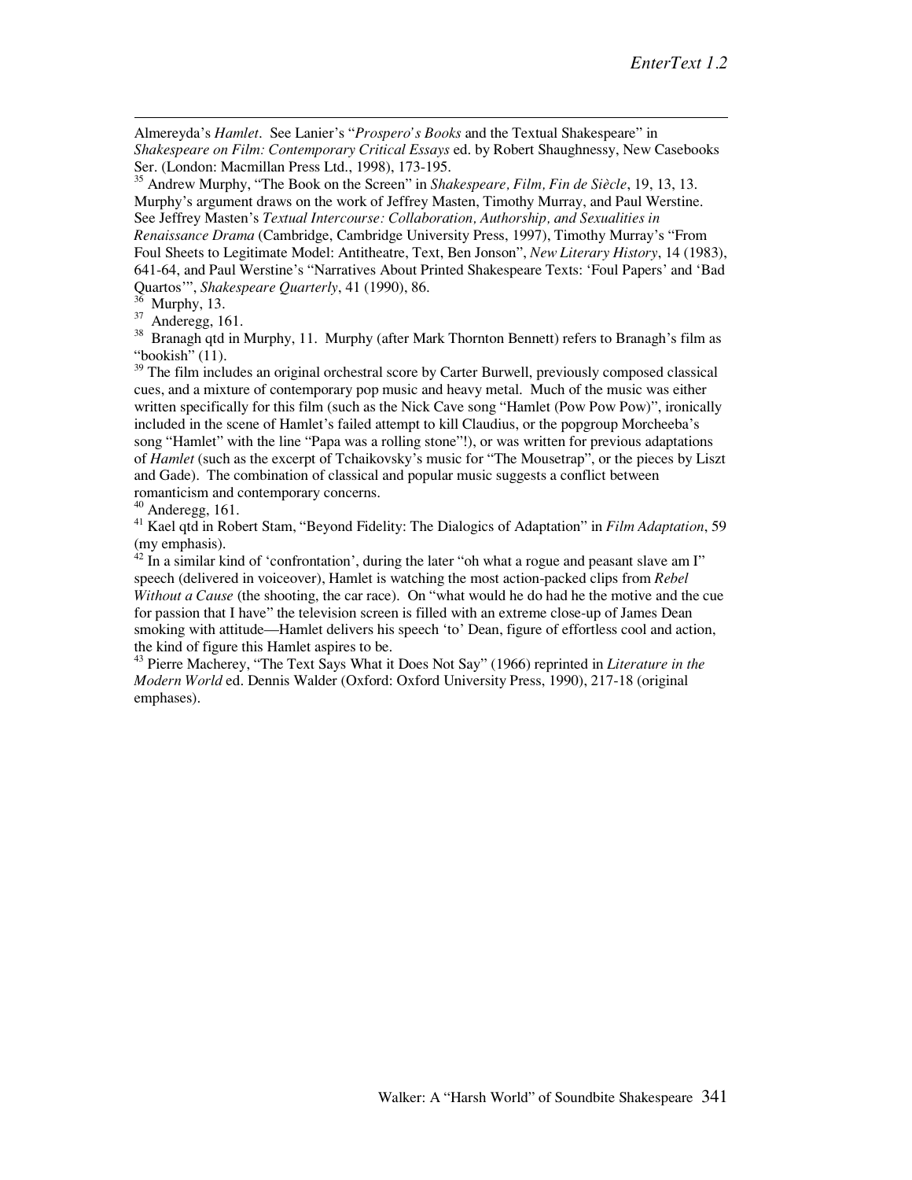Almereyda's *Hamlet*. See Lanier's "*Prospero's Books* and the Textual Shakespeare" in *Shakespeare on Film: Contemporary Critical Essays* ed. by Robert Shaughnessy, New Casebooks Ser. (London: Macmillan Press Ltd., 1998), 173-195.

[35] Andrew Murphy, "The Book on the Screen" in *Shakespeare, Film, Fin de Siècle*, 19, 13, 13. Murphy's argument draws on the work of Jeffrey Masten, Timothy Murray, and Paul Werstine. See Jeffrey Masten's *Textual Intercourse: Collaboration, Authorship, and Sexualities in Renaissance Drama* (Cambridge, Cambridge University Press, 1997), Timothy Murray's "From Foul Sheets to Legitimate Model: Antitheatre, Text, Ben Jonson", *New Literary History*, 14 (1983), 641-64, and Paul Werstine's "Narratives About Printed Shakespeare Texts: 'Foul Papers' and 'Bad Quartos'", *Shakespeare Quarterly*, 41 (1990), 86.

[36] Murphy, 13.

[37] Anderegg, 161.

[38] Branagh qtd in Murphy, 11. Murphy (after Mark Thornton Bennett) refers to Branagh's film as "bookish" (11).

[39] The film includes an original orchestral score by Carter Burwell, previously composed classical cues, and a mixture of contemporary pop music and heavy metal. Much of the music was either written specifically for this film (such as the Nick Cave song "Hamlet (Pow Pow Pow)", ironically included in the scene of Hamlet's failed attempt to kill Claudius, or the popgroup Morcheeba's song "Hamlet" with the line "Papa was a rolling stone"!), or was written for previous adaptations of *Hamlet* (such as the excerpt of Tchaikovsky's music for "The Mousetrap", or the pieces by Liszt and Gade). The combination of classical and popular music suggests a conflict between romanticism and contemporary concerns.

[40] Anderegg, 161.

[41] Kael qtd in Robert Stam, "Beyond Fidelity: The Dialogics of Adaptation" in *Film Adaptation*, 59 (my emphasis).

[42] In a similar kind of 'confrontation', during the later "oh what a rogue and peasant slave am I" speech (delivered in voiceover), Hamlet is watching the most action-packed clips from *Rebel Without a Cause* (the shooting, the car race). On "what would he do had he the motive and the cue for passion that I have" the television screen is filled with an extreme close-up of James Dean smoking with attitude—Hamlet delivers his speech 'to' Dean, figure of effortless cool and action, the kind of figure this Hamlet aspires to be.

[43] Pierre Macherey, "The Text Says What it Does Not Say" (1966) reprinted in *Literature in the Modern World* ed. Dennis Walder (Oxford: Oxford University Press, 1990), 217-18 (original emphases).